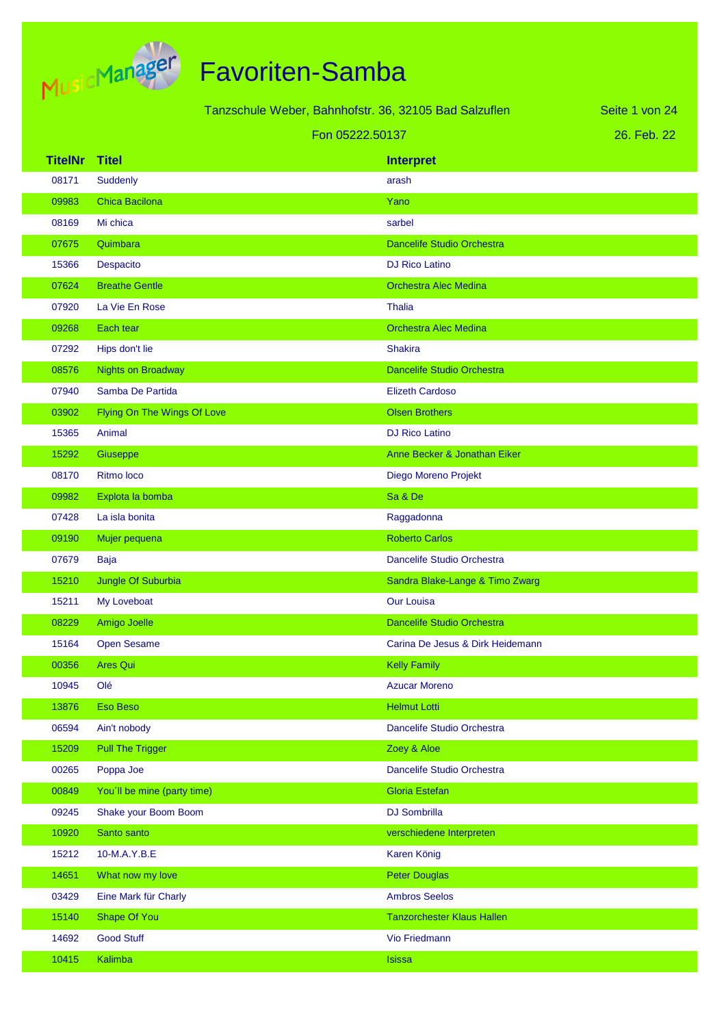# Favoriten-Samba

Tanzschule Weber, Bahnhofstr. 36, 32105 Bad Salzuflen

Fon 05222.50137

26. Feb. 22

| TitelNr | Titel | Interpret |
|---|---|---|
| 08171 | Suddenly | arash |
| 09983 | Chica Bacilona | Yano |
| 08169 | Mi chica | sarbel |
| 07675 | Quimbara | Dancelife Studio Orchestra |
| 15366 | Despacito | DJ Rico Latino |
| 07624 | Breathe Gentle | Orchestra Alec Medina |
| 07920 | La Vie En Rose | Thalia |
| 09268 | Each tear | Orchestra Alec Medina |
| 07292 | Hips don't lie | Shakira |
| 08576 | Nights on Broadway | Dancelife Studio Orchestra |
| 07940 | Samba De Partida | Elizeth Cardoso |
| 03902 | Flying On The Wings Of Love | Olsen Brothers |
| 15365 | Animal | DJ Rico Latino |
| 15292 | Giuseppe | Anne Becker & Jonathan Eiker |
| 08170 | Ritmo loco | Diego Moreno Projekt |
| 09982 | Explota la bomba | Sa & De |
| 07428 | La isla bonita | Raggadonna |
| 09190 | Mujer pequena | Roberto Carlos |
| 07679 | Baja | Dancelife Studio Orchestra |
| 15210 | Jungle Of Suburbia | Sandra Blake-Lange & Timo Zwarg |
| 15211 | My Loveboat | Our Louisa |
| 08229 | Amigo Joelle | Dancelife Studio Orchestra |
| 15164 | Open Sesame | Carina De Jesus & Dirk Heidemann |
| 00356 | Ares Qui | Kelly Family |
| 10945 | Olé | Azucar Moreno |
| 13876 | Eso Beso | Helmut Lotti |
| 06594 | Ain't nobody | Dancelife Studio Orchestra |
| 15209 | Pull The Trigger | Zoey & Aloe |
| 00265 | Poppa Joe | Dancelife Studio Orchestra |
| 00849 | You´ll be mine (party time) | Gloria Estefan |
| 09245 | Shake your Boom Boom | DJ Sombrilla |
| 10920 | Santo santo | verschiedene Interpreten |
| 15212 | 10-M.A.Y.B.E | Karen König |
| 14651 | What now my love | Peter Douglas |
| 03429 | Eine Mark für Charly | Ambros Seelos |
| 15140 | Shape Of You | Tanzorchester Klaus Hallen |
| 14692 | Good Stuff | Vio Friedmann |
| 10415 | Kalimba | Isissa |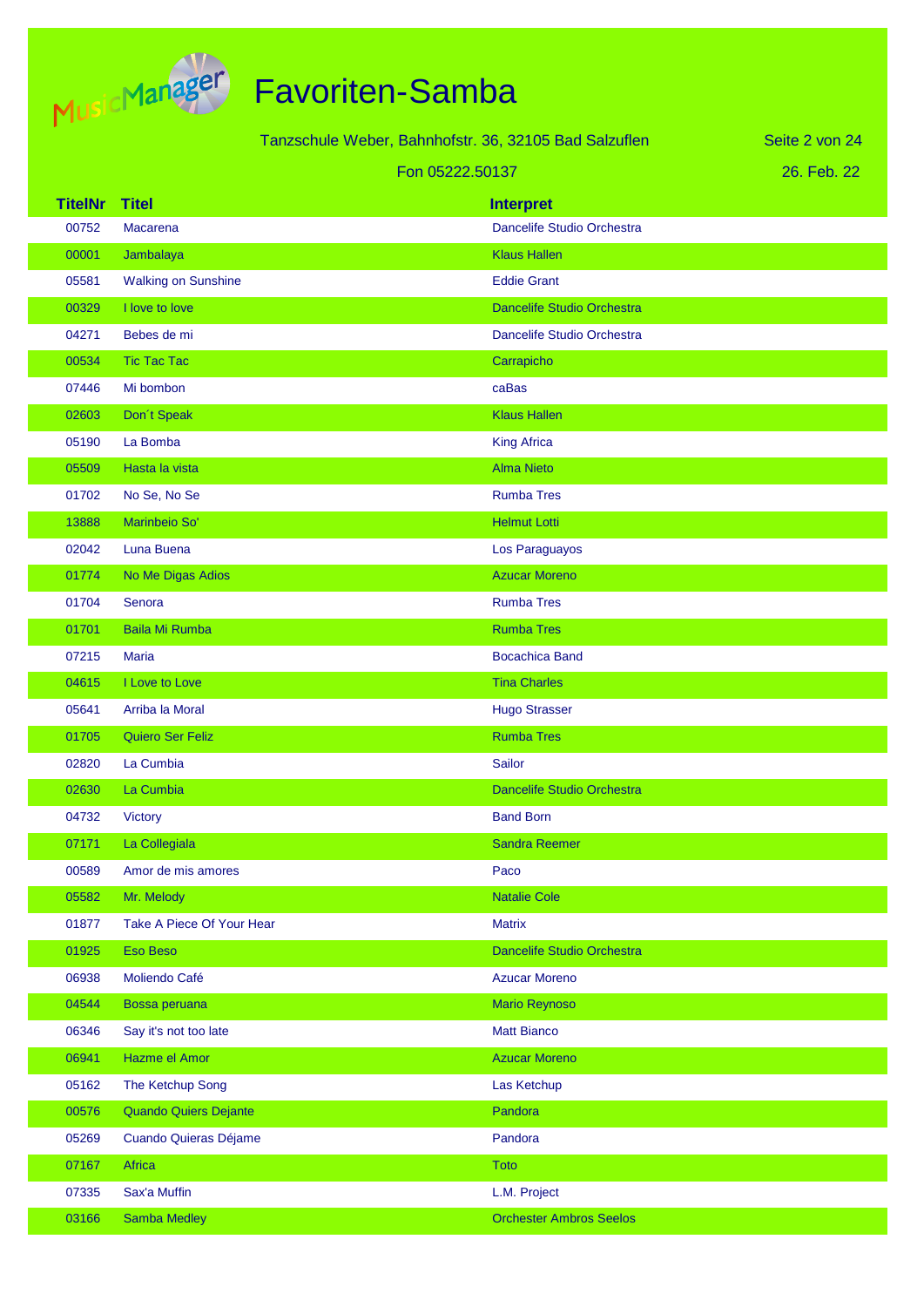# Favoriten-Samba

Tanzschule Weber, Bahnhofstr. 36, 32105 Bad Salzuflen

Fon 05222.50137

26. Feb. 22

| TitelNr | Titel | Interpret |
|---|---|---|
| 00752 | Macarena | Dancelife Studio Orchestra |
| 00001 | Jambalaya | Klaus Hallen |
| 05581 | Walking on Sunshine | Eddie Grant |
| 00329 | I love to love | Dancelife Studio Orchestra |
| 04271 | Bebes de mi | Dancelife Studio Orchestra |
| 00534 | Tic Tac Tac | Carrapicho |
| 07446 | Mi bombon | caBas |
| 02603 | Don´t Speak | Klaus Hallen |
| 05190 | La Bomba | King Africa |
| 05509 | Hasta la vista | Alma Nieto |
| 01702 | No Se, No Se | Rumba Tres |
| 13888 | Marinbeio So' | Helmut Lotti |
| 02042 | Luna Buena | Los Paraguayos |
| 01774 | No Me Digas Adios | Azucar Moreno |
| 01704 | Senora | Rumba Tres |
| 01701 | Baila Mi Rumba | Rumba Tres |
| 07215 | Maria | Bocachica Band |
| 04615 | I Love to Love | Tina Charles |
| 05641 | Arriba la Moral | Hugo Strasser |
| 01705 | Quiero Ser Feliz | Rumba Tres |
| 02820 | La Cumbia | Sailor |
| 02630 | La Cumbia | Dancelife Studio Orchestra |
| 04732 | Victory | Band Born |
| 07171 | La Collegiala | Sandra Reemer |
| 00589 | Amor de mis amores | Paco |
| 05582 | Mr. Melody | Natalie Cole |
| 01877 | Take A Piece Of Your Hear | Matrix |
| 01925 | Eso Beso | Dancelife Studio Orchestra |
| 06938 | Moliendo Café | Azucar Moreno |
| 04544 | Bossa peruana | Mario Reynoso |
| 06346 | Say it's not too late | Matt Bianco |
| 06941 | Hazme el Amor | Azucar Moreno |
| 05162 | The Ketchup Song | Las Ketchup |
| 00576 | Quando Quiers Dejante | Pandora |
| 05269 | Cuando Quieras Déjame | Pandora |
| 07167 | Africa | Toto |
| 07335 | Sax'a Muffin | L.M. Project |
| 03166 | Samba Medley | Orchester Ambros Seelos |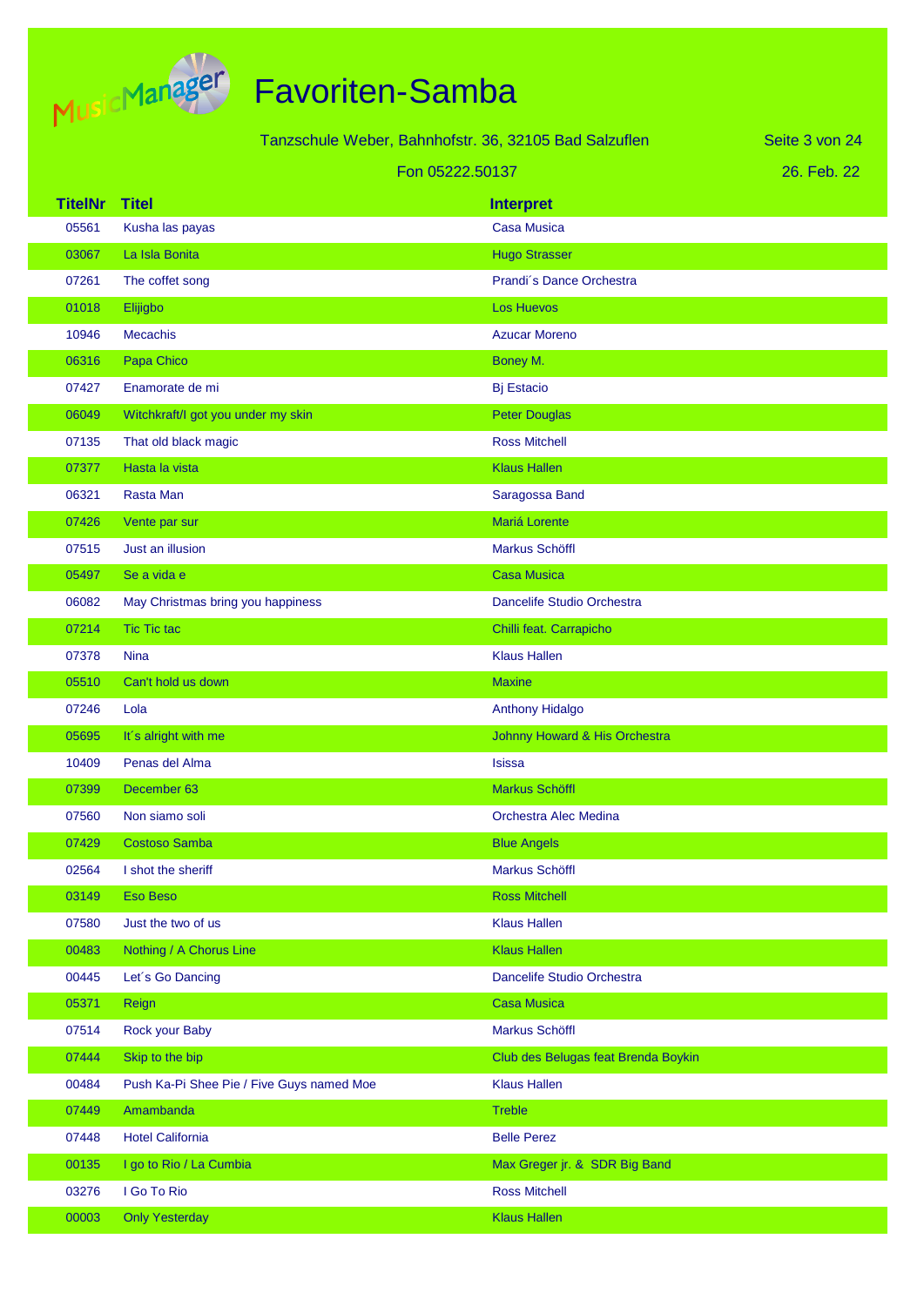# Favoriten-Samba

Tanzschule Weber, Bahnhofstr. 36, 32105 Bad Salzuflen

Fon 05222.50137

26. Feb. 22

| TitelNr | Titel | Interpret |
|---|---|---|
| 05561 | Kusha las payas | Casa Musica |
| 03067 | La Isla Bonita | Hugo Strasser |
| 07261 | The coffet song | Prandi´s Dance Orchestra |
| 01018 | Elijigbo | Los Huevos |
| 10946 | Mecachis | Azucar Moreno |
| 06316 | Papa Chico | Boney M. |
| 07427 | Enamorate de mi | Bj Estacio |
| 06049 | Witchkraft/I got you under my skin | Peter Douglas |
| 07135 | That old black magic | Ross Mitchell |
| 07377 | Hasta la vista | Klaus Hallen |
| 06321 | Rasta Man | Saragossa Band |
| 07426 | Vente par sur | Mariá Lorente |
| 07515 | Just an illusion | Markus Schöffl |
| 05497 | Se a vida e | Casa Musica |
| 06082 | May Christmas bring you happiness | Dancelife Studio Orchestra |
| 07214 | Tic Tic tac | Chilli feat. Carrapicho |
| 07378 | Nina | Klaus Hallen |
| 05510 | Can't hold us down | Maxine |
| 07246 | Lola | Anthony Hidalgo |
| 05695 | It´s alright with me | Johnny Howard & His Orchestra |
| 10409 | Penas del Alma | Isissa |
| 07399 | December 63 | Markus Schöffl |
| 07560 | Non siamo soli | Orchestra Alec Medina |
| 07429 | Costoso Samba | Blue Angels |
| 02564 | I shot the sheriff | Markus Schöffl |
| 03149 | Eso Beso | Ross Mitchell |
| 07580 | Just the two of us | Klaus Hallen |
| 00483 | Nothing / A Chorus Line | Klaus Hallen |
| 00445 | Let´s Go Dancing | Dancelife Studio Orchestra |
| 05371 | Reign | Casa Musica |
| 07514 | Rock your Baby | Markus Schöffl |
| 07444 | Skip to the bip | Club des Belugas feat Brenda Boykin |
| 00484 | Push Ka-Pi Shee Pie / Five Guys named Moe | Klaus Hallen |
| 07449 | Amambanda | Treble |
| 07448 | Hotel California | Belle Perez |
| 00135 | I go to Rio / La Cumbia | Max Greger jr. & SDR Big Band |
| 03276 | I Go To Rio | Ross Mitchell |
| 00003 | Only Yesterday | Klaus Hallen |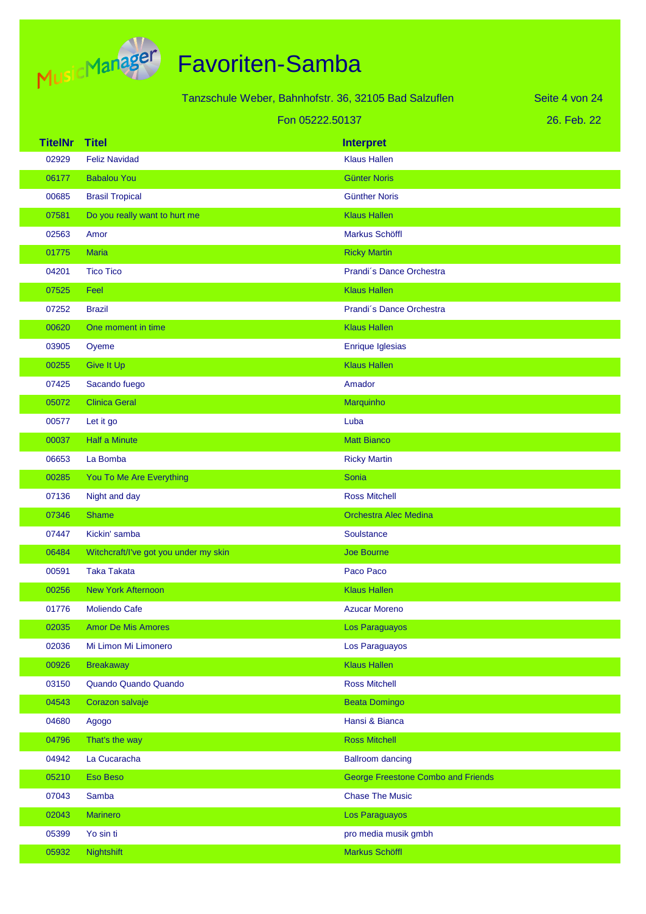# Favoriten-Samba

Tanzschule Weber, Bahnhofstr. 36, 32105 Bad Salzuflen

Fon 05222.50137

26. Feb. 22

| TitelNr | Titel | Interpret |
|---|---|---|
| 02929 | Feliz Navidad | Klaus Hallen |
| 06177 | Babalou You | Günter Noris |
| 00685 | Brasil Tropical | Günther Noris |
| 07581 | Do you really want to hurt me | Klaus Hallen |
| 02563 | Amor | Markus Schöffl |
| 01775 | Maria | Ricky Martin |
| 04201 | Tico Tico | Prandi´s Dance Orchestra |
| 07525 | Feel | Klaus Hallen |
| 07252 | Brazil | Prandi´s Dance Orchestra |
| 00620 | One moment in time | Klaus Hallen |
| 03905 | Oyeme | Enrique Iglesias |
| 00255 | Give It Up | Klaus Hallen |
| 07425 | Sacando fuego | Amador |
| 05072 | Clinica Geral | Marquinho |
| 00577 | Let it go | Luba |
| 00037 | Half a Minute | Matt Bianco |
| 06653 | La Bomba | Ricky Martin |
| 00285 | You To Me Are Everything | Sonia |
| 07136 | Night and day | Ross Mitchell |
| 07346 | Shame | Orchestra Alec Medina |
| 07447 | Kickin' samba | Soulstance |
| 06484 | Witchcraft/I've got you under my skin | Joe Bourne |
| 00591 | Taka Takata | Paco Paco |
| 00256 | New York Afternoon | Klaus Hallen |
| 01776 | Moliendo Cafe | Azucar Moreno |
| 02035 | Amor De Mis Amores | Los Paraguayos |
| 02036 | Mi Limon Mi Limonero | Los Paraguayos |
| 00926 | Breakaway | Klaus Hallen |
| 03150 | Quando Quando Quando | Ross Mitchell |
| 04543 | Corazon salvaje | Beata Domingo |
| 04680 | Agogo | Hansi & Bianca |
| 04796 | That's the way | Ross Mitchell |
| 04942 | La Cucaracha | Ballroom dancing |
| 05210 | Eso Beso | George Freestone Combo and Friends |
| 07043 | Samba | Chase The Music |
| 02043 | Marinero | Los Paraguayos |
| 05399 | Yo sin ti | pro media musik gmbh |
| 05932 | Nightshift | Markus Schöffl |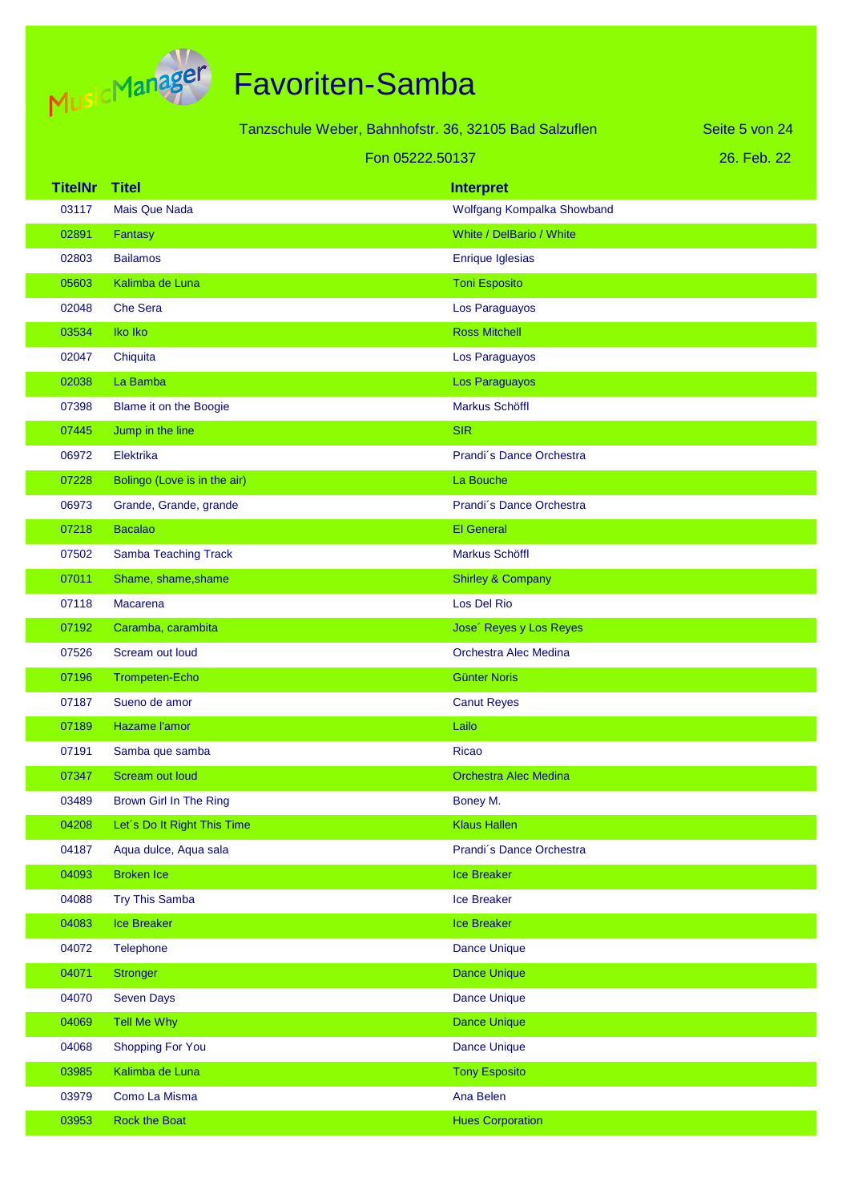# Favoriten-Samba

Tanzschule Weber, Bahnhofstr. 36, 32105 Bad Salzuflen

Fon 05222.50137

26. Feb. 22

| TitelNr | Titel | Interpret |
|---|---|---|
| 03117 | Mais Que Nada | Wolfgang Kompalka Showband |
| 02891 | Fantasy | White / DelBario / White |
| 02803 | Bailamos | Enrique Iglesias |
| 05603 | Kalimba de Luna | Toni Esposito |
| 02048 | Che Sera | Los Paraguayos |
| 03534 | Iko Iko | Ross Mitchell |
| 02047 | Chiquita | Los Paraguayos |
| 02038 | La Bamba | Los Paraguayos |
| 07398 | Blame it on the Boogie | Markus Schöffl |
| 07445 | Jump in the line | SIR |
| 06972 | Elektrika | Prandi´s Dance Orchestra |
| 07228 | Bolingo (Love is in the air) | La Bouche |
| 06973 | Grande, Grande, grande | Prandi´s Dance Orchestra |
| 07218 | Bacalao | El General |
| 07502 | Samba Teaching Track | Markus Schöffl |
| 07011 | Shame, shame,shame | Shirley & Company |
| 07118 | Macarena | Los Del Rio |
| 07192 | Caramba, carambita | Jose´ Reyes y Los Reyes |
| 07526 | Scream out loud | Orchestra Alec Medina |
| 07196 | Trompeten-Echo | Günter Noris |
| 07187 | Sueno de amor | Canut Reyes |
| 07189 | Hazame l'amor | Lailo |
| 07191 | Samba que samba | Ricao |
| 07347 | Scream out loud | Orchestra Alec Medina |
| 03489 | Brown Girl In The Ring | Boney M. |
| 04208 | Let´s Do It Right This Time | Klaus Hallen |
| 04187 | Aqua dulce, Aqua sala | Prandi´s Dance Orchestra |
| 04093 | Broken Ice | Ice Breaker |
| 04088 | Try This Samba | Ice Breaker |
| 04083 | Ice Breaker | Ice Breaker |
| 04072 | Telephone | Dance Unique |
| 04071 | Stronger | Dance Unique |
| 04070 | Seven Days | Dance Unique |
| 04069 | Tell Me Why | Dance Unique |
| 04068 | Shopping For You | Dance Unique |
| 03985 | Kalimba de Luna | Tony Esposito |
| 03979 | Como La Misma | Ana Belen |
| 03953 | Rock the Boat | Hues Corporation |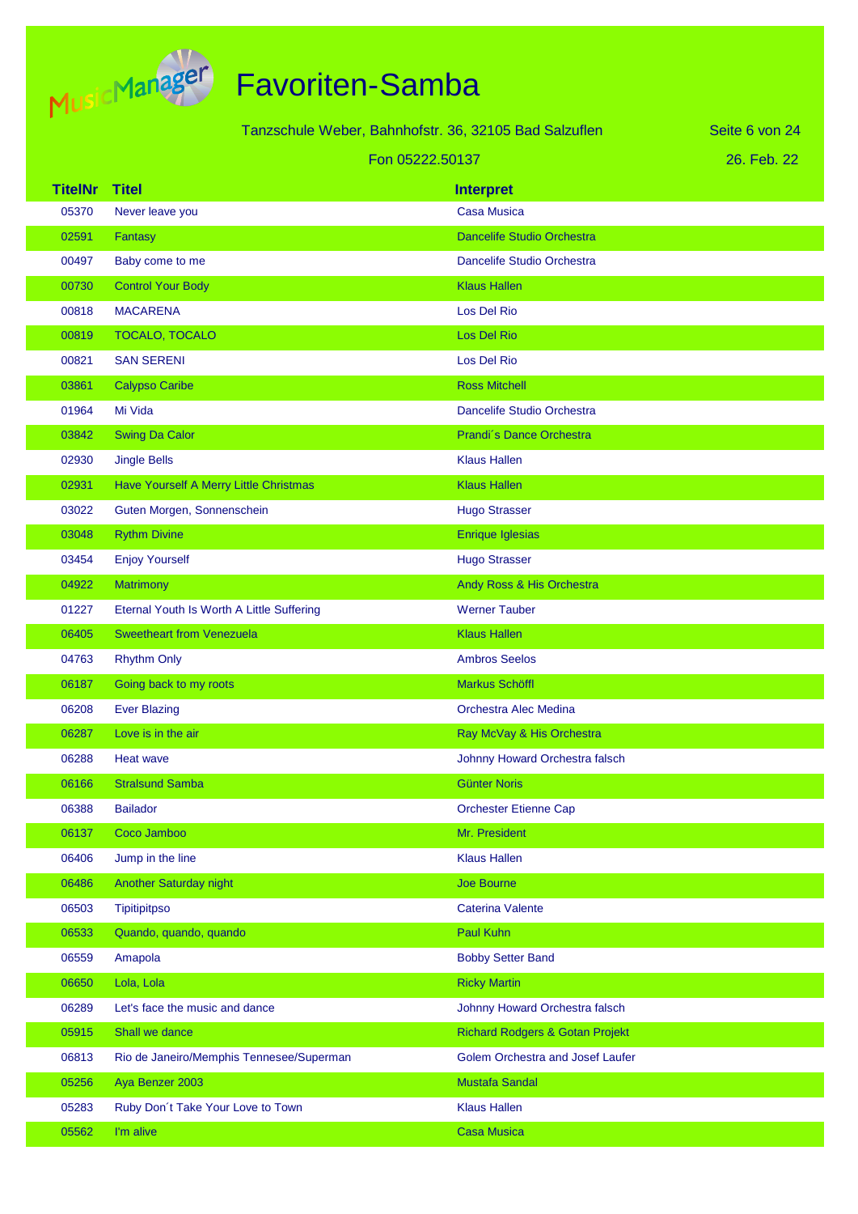# Favoriten-Samba

Tanzschule Weber, Bahnhofstr. 36, 32105 Bad Salzuflen

Fon 05222.50137

26. Feb. 22

| TitelNr | Titel | Interpret |
|---|---|---|
| 05370 | Never leave you | Casa Musica |
| 02591 | Fantasy | Dancelife Studio Orchestra |
| 00497 | Baby come to me | Dancelife Studio Orchestra |
| 00730 | Control Your Body | Klaus Hallen |
| 00818 | MACARENA | Los Del Rio |
| 00819 | TOCALO, TOCALO | Los Del Rio |
| 00821 | SAN SERENI | Los Del Rio |
| 03861 | Calypso Caribe | Ross Mitchell |
| 01964 | Mi Vida | Dancelife Studio Orchestra |
| 03842 | Swing Da Calor | Prandi´s Dance Orchestra |
| 02930 | Jingle Bells | Klaus Hallen |
| 02931 | Have Yourself A Merry Little Christmas | Klaus Hallen |
| 03022 | Guten Morgen, Sonnenschein | Hugo Strasser |
| 03048 | Rythm Divine | Enrique Iglesias |
| 03454 | Enjoy Yourself | Hugo Strasser |
| 04922 | Matrimony | Andy Ross & His Orchestra |
| 01227 | Eternal Youth Is Worth A Little Suffering | Werner Tauber |
| 06405 | Sweetheart from Venezuela | Klaus Hallen |
| 04763 | Rhythm Only | Ambros Seelos |
| 06187 | Going back to my roots | Markus Schöffl |
| 06208 | Ever Blazing | Orchestra Alec Medina |
| 06287 | Love is in the air | Ray McVay & His Orchestra |
| 06288 | Heat wave | Johnny Howard Orchestra falsch |
| 06166 | Stralsund Samba | Günter Noris |
| 06388 | Bailador | Orchester Etienne Cap |
| 06137 | Coco Jamboo | Mr. President |
| 06406 | Jump in the line | Klaus Hallen |
| 06486 | Another Saturday night | Joe Bourne |
| 06503 | Tipitipitpso | Caterina Valente |
| 06533 | Quando, quando, quando | Paul Kuhn |
| 06559 | Amapola | Bobby Setter Band |
| 06650 | Lola, Lola | Ricky Martin |
| 06289 | Let's face the music and dance | Johnny Howard Orchestra falsch |
| 05915 | Shall we dance | Richard Rodgers & Gotan Projekt |
| 06813 | Rio de Janeiro/Memphis Tennesee/Superman | Golem Orchestra and Josef Laufer |
| 05256 | Aya Benzer 2003 | Mustafa Sandal |
| 05283 | Ruby Don´t Take Your Love to Town | Klaus Hallen |
| 05562 | I'm alive | Casa Musica |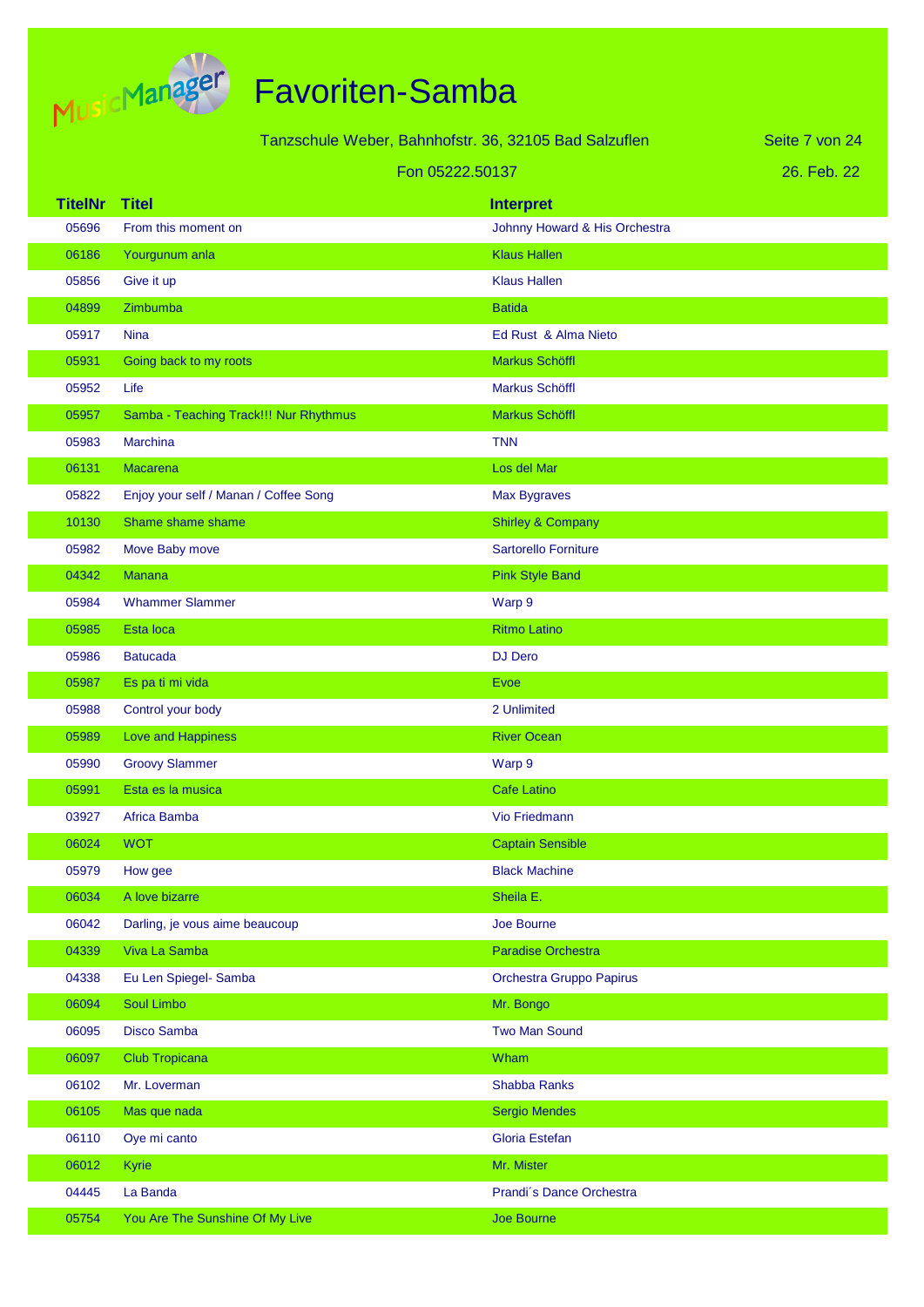# Favoriten-Samba

Tanzschule Weber, Bahnhofstr. 36, 32105 Bad Salzuflen

Fon 05222.50137

26. Feb. 22

| TitelNr | Titel | Interpret |
|---|---|---|
| 05696 | From this moment on | Johnny Howard & His Orchestra |
| 06186 | Yourgunum anla | Klaus Hallen |
| 05856 | Give it up | Klaus Hallen |
| 04899 | Zimbumba | Batida |
| 05917 | Nina | Ed Rust & Alma Nieto |
| 05931 | Going back to my roots | Markus Schöffl |
| 05952 | Life | Markus Schöffl |
| 05957 | Samba - Teaching Track!!! Nur Rhythmus | Markus Schöffl |
| 05983 | Marchina | TNN |
| 06131 | Macarena | Los del Mar |
| 05822 | Enjoy your self / Manan / Coffee Song | Max Bygraves |
| 10130 | Shame shame shame | Shirley & Company |
| 05982 | Move Baby move | Sartorello Forniture |
| 04342 | Manana | Pink Style Band |
| 05984 | Whammer Slammer | Warp 9 |
| 05985 | Esta loca | Ritmo Latino |
| 05986 | Batucada | DJ Dero |
| 05987 | Es pa ti mi vida | Evoe |
| 05988 | Control your body | 2 Unlimited |
| 05989 | Love and Happiness | River Ocean |
| 05990 | Groovy Slammer | Warp 9 |
| 05991 | Esta es la musica | Cafe Latino |
| 03927 | Africa Bamba | Vio Friedmann |
| 06024 | WOT | Captain Sensible |
| 05979 | How gee | Black Machine |
| 06034 | A love bizarre | Sheila E. |
| 06042 | Darling, je vous aime beaucoup | Joe Bourne |
| 04339 | Viva La Samba | Paradise Orchestra |
| 04338 | Eu Len Spiegel- Samba | Orchestra Gruppo Papirus |
| 06094 | Soul Limbo | Mr. Bongo |
| 06095 | Disco Samba | Two Man Sound |
| 06097 | Club Tropicana | Wham |
| 06102 | Mr. Loverman | Shabba Ranks |
| 06105 | Mas que nada | Sergio Mendes |
| 06110 | Oye mi canto | Gloria Estefan |
| 06012 | Kyrie | Mr. Mister |
| 04445 | La Banda | Prandi´s Dance Orchestra |
| 05754 | You Are The Sunshine Of My Live | Joe Bourne |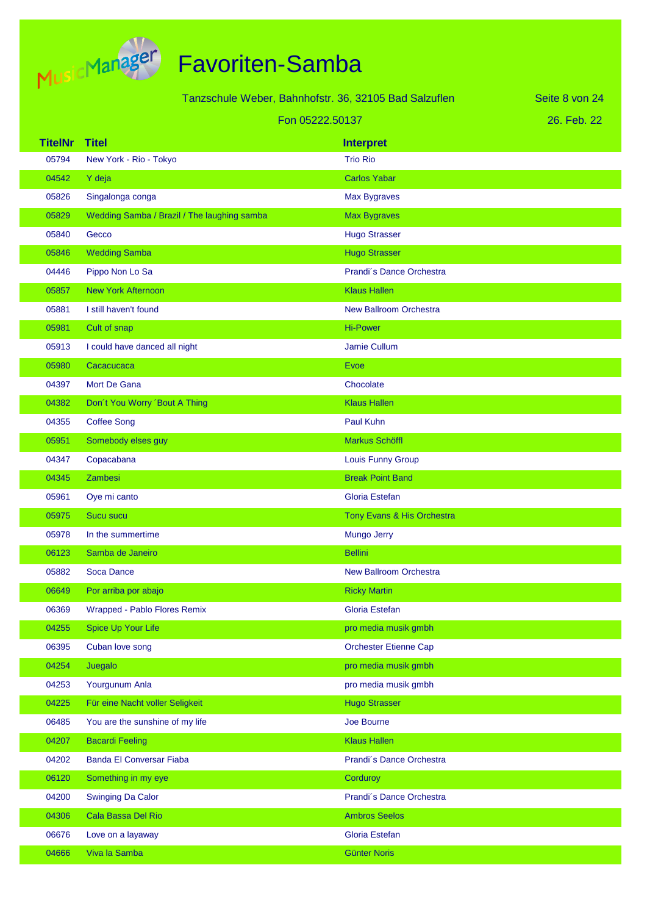# Favoriten-Samba

Tanzschule Weber, Bahnhofstr. 36, 32105 Bad Salzuflen

Fon 05222.50137

26. Feb. 22

| TitelNr | Titel | Interpret |
|---|---|---|
| 05794 | New York - Rio - Tokyo | Trio Rio |
| 04542 | Y deja | Carlos Yabar |
| 05826 | Singalonga conga | Max Bygraves |
| 05829 | Wedding Samba / Brazil / The laughing samba | Max Bygraves |
| 05840 | Gecco | Hugo Strasser |
| 05846 | Wedding Samba | Hugo Strasser |
| 04446 | Pippo Non Lo Sa | Prandi´s Dance Orchestra |
| 05857 | New York Afternoon | Klaus Hallen |
| 05881 | I still haven't found | New Ballroom Orchestra |
| 05981 | Cult of snap | Hi-Power |
| 05913 | I could have danced all night | Jamie Cullum |
| 05980 | Cacacucaca | Evoe |
| 04397 | Mort De Gana | Chocolate |
| 04382 | Don´t You Worry ´Bout A Thing | Klaus Hallen |
| 04355 | Coffee Song | Paul Kuhn |
| 05951 | Somebody elses guy | Markus Schöffl |
| 04347 | Copacabana | Louis Funny Group |
| 04345 | Zambesi | Break Point Band |
| 05961 | Oye mi canto | Gloria Estefan |
| 05975 | Sucu sucu | Tony Evans & His Orchestra |
| 05978 | In the summertime | Mungo Jerry |
| 06123 | Samba de Janeiro | Bellini |
| 05882 | Soca Dance | New Ballroom Orchestra |
| 06649 | Por arriba por abajo | Ricky Martin |
| 06369 | Wrapped - Pablo Flores Remix | Gloria Estefan |
| 04255 | Spice Up Your Life | pro media musik gmbh |
| 06395 | Cuban love song | Orchester Etienne Cap |
| 04254 | Juegalo | pro media musik gmbh |
| 04253 | Yourgunum Anla | pro media musik gmbh |
| 04225 | Für eine Nacht voller Seligkeit | Hugo Strasser |
| 06485 | You are the sunshine of my life | Joe Bourne |
| 04207 | Bacardi Feeling | Klaus Hallen |
| 04202 | Banda El Conversar Fiaba | Prandi´s Dance Orchestra |
| 06120 | Something in my eye | Corduroy |
| 04200 | Swinging Da Calor | Prandi´s Dance Orchestra |
| 04306 | Cala Bassa Del Rio | Ambros Seelos |
| 06676 | Love on a layaway | Gloria Estefan |
| 04666 | Viva la Samba | Günter Noris |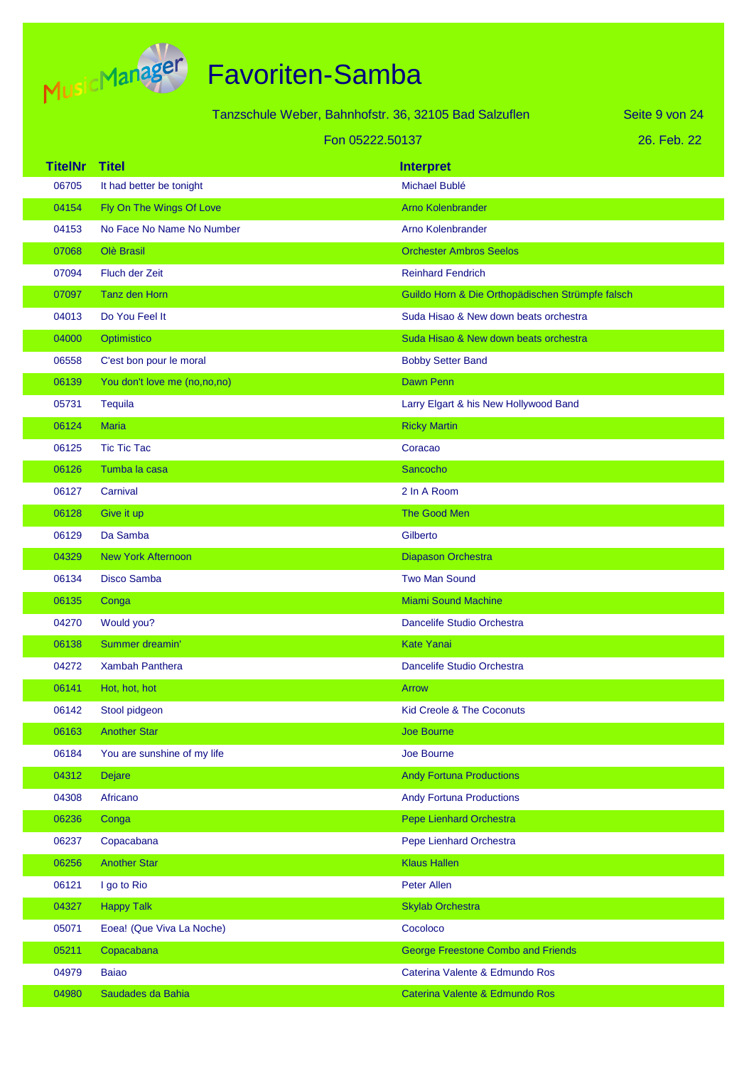# Favoriten-Samba

Tanzschule Weber, Bahnhofstr. 36, 32105 Bad Salzuflen

Fon 05222.50137

26. Feb. 22

| TitelNr | Titel | Interpret |
|---|---|---|
| 06705 | It had better be tonight | Michael Bublé |
| 04154 | Fly On The Wings Of Love | Arno Kolenbrander |
| 04153 | No Face No Name No Number | Arno Kolenbrander |
| 07068 | Olè Brasil | Orchester Ambros Seelos |
| 07094 | Fluch der Zeit | Reinhard Fendrich |
| 07097 | Tanz den Horn | Guildo Horn & Die Orthopädischen Strümpfe falsch |
| 04013 | Do You Feel It | Suda Hisao & New down beats orchestra |
| 04000 | Optimistico | Suda Hisao & New down beats orchestra |
| 06558 | C'est bon pour le moral | Bobby Setter Band |
| 06139 | You don't love me (no,no,no) | Dawn Penn |
| 05731 | Tequila | Larry Elgart & his New Hollywood Band |
| 06124 | Maria | Ricky Martin |
| 06125 | Tic Tic Tac | Coracao |
| 06126 | Tumba la casa | Sancocho |
| 06127 | Carnival | 2 In A Room |
| 06128 | Give it up | The Good Men |
| 06129 | Da Samba | Gilberto |
| 04329 | New York Afternoon | Diapason Orchestra |
| 06134 | Disco Samba | Two Man Sound |
| 06135 | Conga | Miami Sound Machine |
| 04270 | Would you? | Dancelife Studio Orchestra |
| 06138 | Summer dreamin' | Kate Yanai |
| 04272 | Xambah Panthera | Dancelife Studio Orchestra |
| 06141 | Hot, hot, hot | Arrow |
| 06142 | Stool pidgeon | Kid Creole & The Coconuts |
| 06163 | Another Star | Joe Bourne |
| 06184 | You are sunshine of my life | Joe Bourne |
| 04312 | Dejare | Andy Fortuna Productions |
| 04308 | Africano | Andy Fortuna Productions |
| 06236 | Conga | Pepe Lienhard Orchestra |
| 06237 | Copacabana | Pepe Lienhard Orchestra |
| 06256 | Another Star | Klaus Hallen |
| 06121 | I go to Rio | Peter Allen |
| 04327 | Happy Talk | Skylab Orchestra |
| 05071 | Eoea! (Que Viva La Noche) | Cocoloco |
| 05211 | Copacabana | George Freestone Combo and Friends |
| 04979 | Baiao | Caterina Valente & Edmundo Ros |
| 04980 | Saudades da Bahia | Caterina Valente & Edmundo Ros |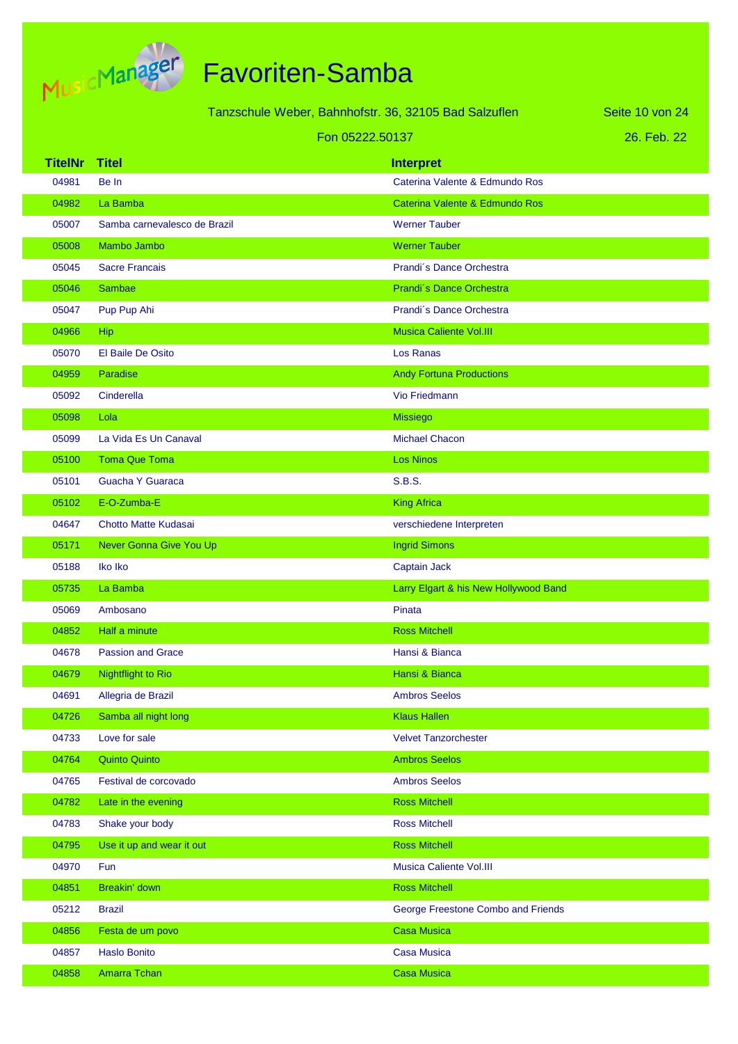# Favoriten-Samba

Tanzschule Weber, Bahnhofstr. 36, 32105 Bad Salzuflen

Fon 05222.50137

26. Feb. 22

| TitelNr | Titel | Interpret |
|---|---|---|
| 04981 | Be In | Caterina Valente & Edmundo Ros |
| 04982 | La Bamba | Caterina Valente & Edmundo Ros |
| 05007 | Samba carnevalesco de Brazil | Werner Tauber |
| 05008 | Mambo Jambo | Werner Tauber |
| 05045 | Sacre Francais | Prandi´s Dance Orchestra |
| 05046 | Sambae | Prandi´s Dance Orchestra |
| 05047 | Pup Pup Ahi | Prandi´s Dance Orchestra |
| 04966 | Hip | Musica Caliente Vol.III |
| 05070 | El Baile De Osito | Los Ranas |
| 04959 | Paradise | Andy Fortuna Productions |
| 05092 | Cinderella | Vio Friedmann |
| 05098 | Lola | Missiego |
| 05099 | La Vida Es Un Canaval | Michael Chacon |
| 05100 | Toma Que Toma | Los Ninos |
| 05101 | Guacha Y Guaraca | S.B.S. |
| 05102 | E-O-Zumba-E | King Africa |
| 04647 | Chotto Matte Kudasai | verschiedene Interpreten |
| 05171 | Never Gonna Give You Up | Ingrid Simons |
| 05188 | Iko Iko | Captain Jack |
| 05735 | La Bamba | Larry Elgart & his New Hollywood Band |
| 05069 | Ambosano | Pinata |
| 04852 | Half a minute | Ross Mitchell |
| 04678 | Passion and Grace | Hansi & Bianca |
| 04679 | Nightflight to Rio | Hansi & Bianca |
| 04691 | Allegria de Brazil | Ambros Seelos |
| 04726 | Samba all night long | Klaus Hallen |
| 04733 | Love for sale | Velvet Tanzorchester |
| 04764 | Quinto Quinto | Ambros Seelos |
| 04765 | Festival de corcovado | Ambros Seelos |
| 04782 | Late in the evening | Ross Mitchell |
| 04783 | Shake your body | Ross Mitchell |
| 04795 | Use it up and wear it out | Ross Mitchell |
| 04970 | Fun | Musica Caliente Vol.III |
| 04851 | Breakin' down | Ross Mitchell |
| 05212 | Brazil | George Freestone Combo and Friends |
| 04856 | Festa de um povo | Casa Musica |
| 04857 | Haslo Bonito | Casa Musica |
| 04858 | Amarra Tchan | Casa Musica |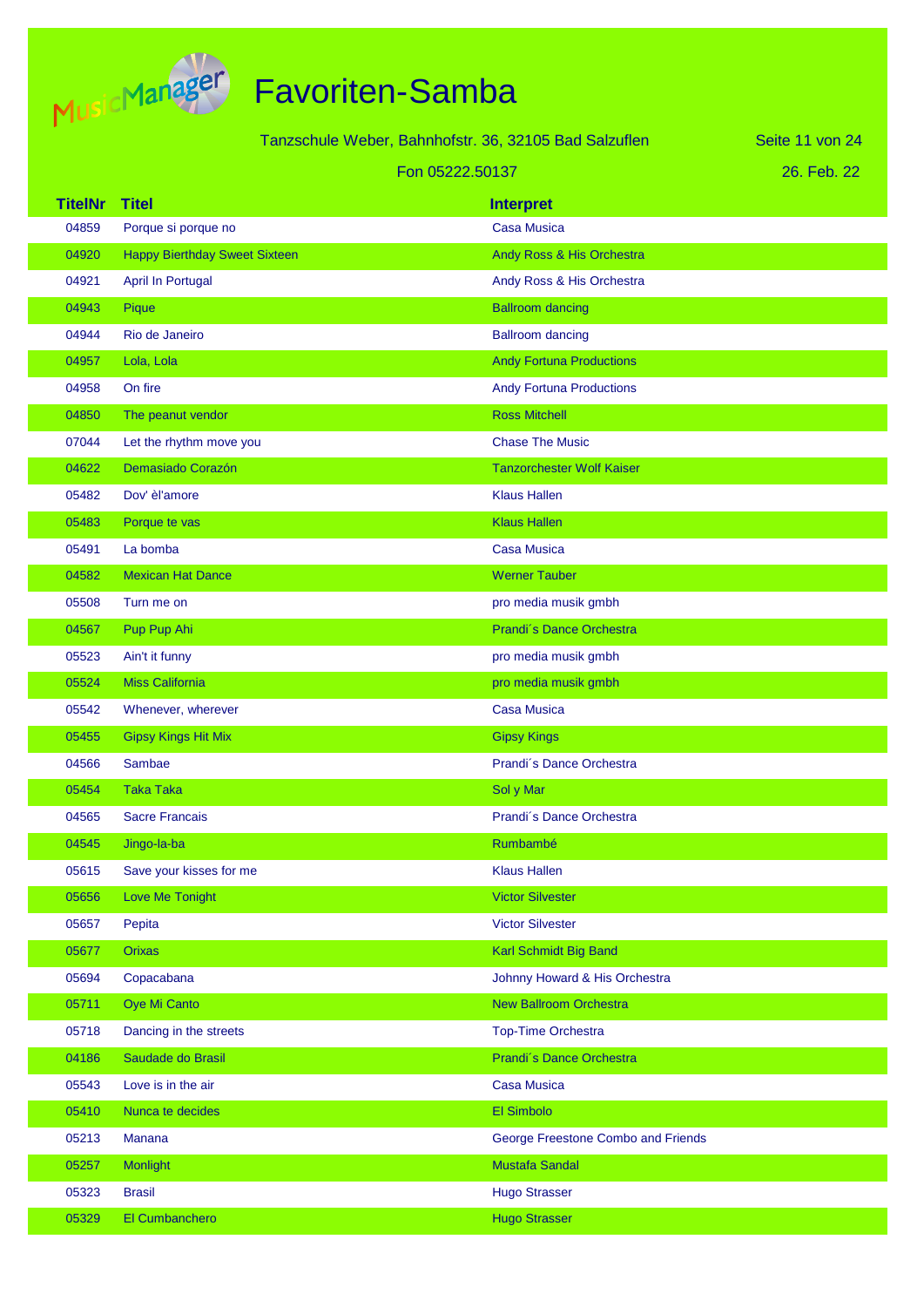# Favoriten-Samba

Tanzschule Weber, Bahnhofstr. 36, 32105 Bad Salzuflen

Fon 05222.50137

26. Feb. 22

| TitelNr | Titel | Interpret |
| --- | --- | --- |
| 04859 | Porque si porque no | Casa Musica |
| 04920 | Happy Bierthday Sweet Sixteen | Andy Ross & His Orchestra |
| 04921 | April In Portugal | Andy Ross & His Orchestra |
| 04943 | Pique | Ballroom dancing |
| 04944 | Rio de Janeiro | Ballroom dancing |
| 04957 | Lola, Lola | Andy Fortuna Productions |
| 04958 | On fire | Andy Fortuna Productions |
| 04850 | The peanut vendor | Ross Mitchell |
| 07044 | Let the rhythm move you | Chase The Music |
| 04622 | Demasiado Corazón | Tanzorchester Wolf Kaiser |
| 05482 | Dov' èl'amore | Klaus Hallen |
| 05483 | Porque te vas | Klaus Hallen |
| 05491 | La bomba | Casa Musica |
| 04582 | Mexican Hat Dance | Werner Tauber |
| 05508 | Turn me on | pro media musik gmbh |
| 04567 | Pup Pup Ahi | Prandi´s Dance Orchestra |
| 05523 | Ain't it funny | pro media musik gmbh |
| 05524 | Miss California | pro media musik gmbh |
| 05542 | Whenever, wherever | Casa Musica |
| 05455 | Gipsy Kings Hit Mix | Gipsy Kings |
| 04566 | Sambae | Prandi´s Dance Orchestra |
| 05454 | Taka Taka | Sol y Mar |
| 04565 | Sacre Francais | Prandi´s Dance Orchestra |
| 04545 | Jingo-la-ba | Rumbambé |
| 05615 | Save your kisses for me | Klaus Hallen |
| 05656 | Love Me Tonight | Victor Silvester |
| 05657 | Pepita | Victor Silvester |
| 05677 | Orixas | Karl Schmidt Big Band |
| 05694 | Copacabana | Johnny Howard & His Orchestra |
| 05711 | Oye Mi Canto | New Ballroom Orchestra |
| 05718 | Dancing in the streets | Top-Time Orchestra |
| 04186 | Saudade do Brasil | Prandi´s Dance Orchestra |
| 05543 | Love is in the air | Casa Musica |
| 05410 | Nunca te decides | El Simbolo |
| 05213 | Manana | George Freestone Combo and Friends |
| 05257 | Monlight | Mustafa Sandal |
| 05323 | Brasil | Hugo Strasser |
| 05329 | El Cumbanchero | Hugo Strasser |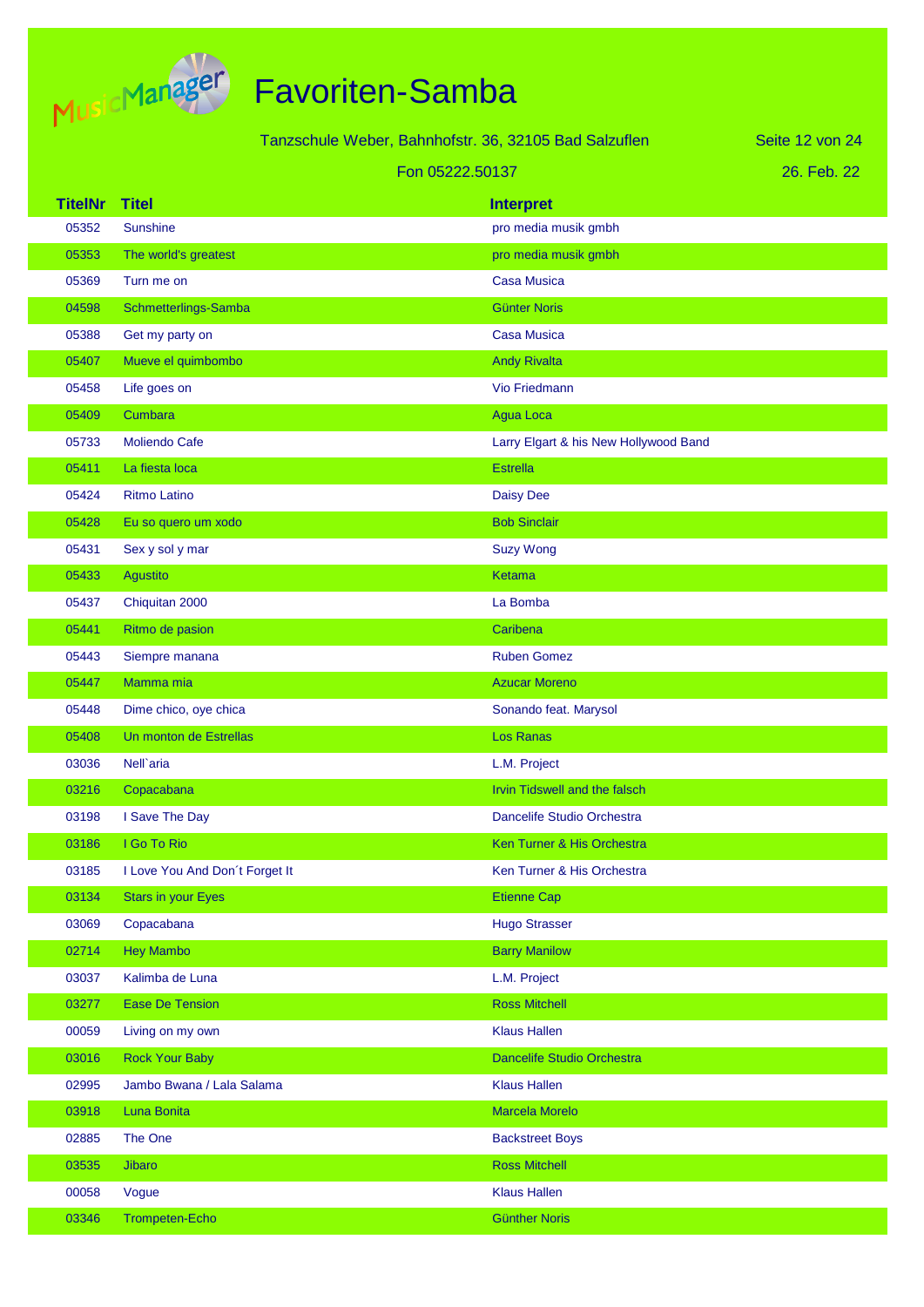# Favoriten-Samba

Tanzschule Weber, Bahnhofstr. 36, 32105 Bad Salzuflen

Fon 05222.50137

26. Feb. 22

| TitelNr | Titel | Interpret |
|---|---|---|
| 05352 | Sunshine | pro media musik gmbh |
| 05353 | The world's greatest | pro media musik gmbh |
| 05369 | Turn me on | Casa Musica |
| 04598 | Schmetterlings-Samba | Günter Noris |
| 05388 | Get my party on | Casa Musica |
| 05407 | Mueve el quimbombo | Andy Rivalta |
| 05458 | Life goes on | Vio Friedmann |
| 05409 | Cumbara | Agua Loca |
| 05733 | Moliendo Cafe | Larry Elgart & his New Hollywood Band |
| 05411 | La fiesta loca | Estrella |
| 05424 | Ritmo Latino | Daisy Dee |
| 05428 | Eu so quero um xodo | Bob Sinclair |
| 05431 | Sex y sol y mar | Suzy Wong |
| 05433 | Agustito | Ketama |
| 05437 | Chiquitan 2000 | La Bomba |
| 05441 | Ritmo de pasion | Caribena |
| 05443 | Siempre manana | Ruben Gomez |
| 05447 | Mamma mia | Azucar Moreno |
| 05448 | Dime chico, oye chica | Sonando feat. Marysol |
| 05408 | Un monton de Estrellas | Los Ranas |
| 03036 | Nell`aria | L.M. Project |
| 03216 | Copacabana | Irvin Tidswell and the falsch |
| 03198 | I Save The Day | Dancelife Studio Orchestra |
| 03186 | I Go To Rio | Ken Turner & His Orchestra |
| 03185 | I Love You And Don´t Forget It | Ken Turner & His Orchestra |
| 03134 | Stars in your Eyes | Etienne Cap |
| 03069 | Copacabana | Hugo Strasser |
| 02714 | Hey Mambo | Barry Manilow |
| 03037 | Kalimba de Luna | L.M. Project |
| 03277 | Ease De Tension | Ross Mitchell |
| 00059 | Living on my own | Klaus Hallen |
| 03016 | Rock Your Baby | Dancelife Studio Orchestra |
| 02995 | Jambo Bwana / Lala Salama | Klaus Hallen |
| 03918 | Luna Bonita | Marcela Morelo |
| 02885 | The One | Backstreet Boys |
| 03535 | Jibaro | Ross Mitchell |
| 00058 | Vogue | Klaus Hallen |
| 03346 | Trompeten-Echo | Günther Noris |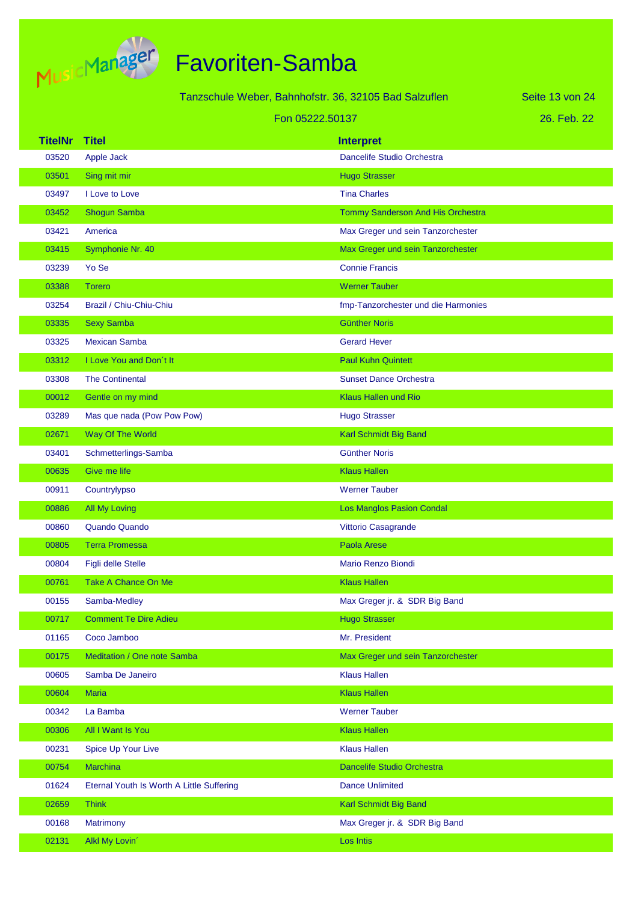# Favoriten-Samba

Tanzschule Weber, Bahnhofstr. 36, 32105 Bad Salzuflen

Fon 05222.50137

26. Feb. 22

| TitelNr | Titel | Interpret |
|---|---|---|
| 03520 | Apple Jack | Dancelife Studio Orchestra |
| 03501 | Sing mit mir | Hugo Strasser |
| 03497 | I Love to Love | Tina Charles |
| 03452 | Shogun Samba | Tommy Sanderson And His Orchestra |
| 03421 | America | Max Greger und sein Tanzorchester |
| 03415 | Symphonie Nr. 40 | Max Greger und sein Tanzorchester |
| 03239 | Yo Se | Connie Francis |
| 03388 | Torero | Werner Tauber |
| 03254 | Brazil / Chiu-Chiu-Chiu | fmp-Tanzorchester und die Harmonies |
| 03335 | Sexy Samba | Günther Noris |
| 03325 | Mexican Samba | Gerard Hever |
| 03312 | I Love You and Don´t It | Paul Kuhn Quintett |
| 03308 | The Continental | Sunset Dance Orchestra |
| 00012 | Gentle on my mind | Klaus Hallen und Rio |
| 03289 | Mas que nada (Pow Pow Pow) | Hugo Strasser |
| 02671 | Way Of The World | Karl Schmidt Big Band |
| 03401 | Schmetterlings-Samba | Günther Noris |
| 00635 | Give me life | Klaus Hallen |
| 00911 | Countrylypso | Werner Tauber |
| 00886 | All My Loving | Los Manglos Pasion Condal |
| 00860 | Quando Quando | Vittorio Casagrande |
| 00805 | Terra Promessa | Paola Arese |
| 00804 | Figli delle Stelle | Mario Renzo Biondi |
| 00761 | Take A Chance On Me | Klaus Hallen |
| 00155 | Samba-Medley | Max Greger jr. & SDR Big Band |
| 00717 | Comment Te Dire Adieu | Hugo Strasser |
| 01165 | Coco Jamboo | Mr. President |
| 00175 | Meditation / One note Samba | Max Greger und sein Tanzorchester |
| 00605 | Samba De Janeiro | Klaus Hallen |
| 00604 | Maria | Klaus Hallen |
| 00342 | La Bamba | Werner Tauber |
| 00306 | All I Want Is You | Klaus Hallen |
| 00231 | Spice Up Your Live | Klaus Hallen |
| 00754 | Marchina | Dancelife Studio Orchestra |
| 01624 | Eternal Youth Is Worth A Little Suffering | Dance Unlimited |
| 02659 | Think | Karl Schmidt Big Band |
| 00168 | Matrimony | Max Greger jr. & SDR Big Band |
| 02131 | Alkl My Lovin´ | Los Intis |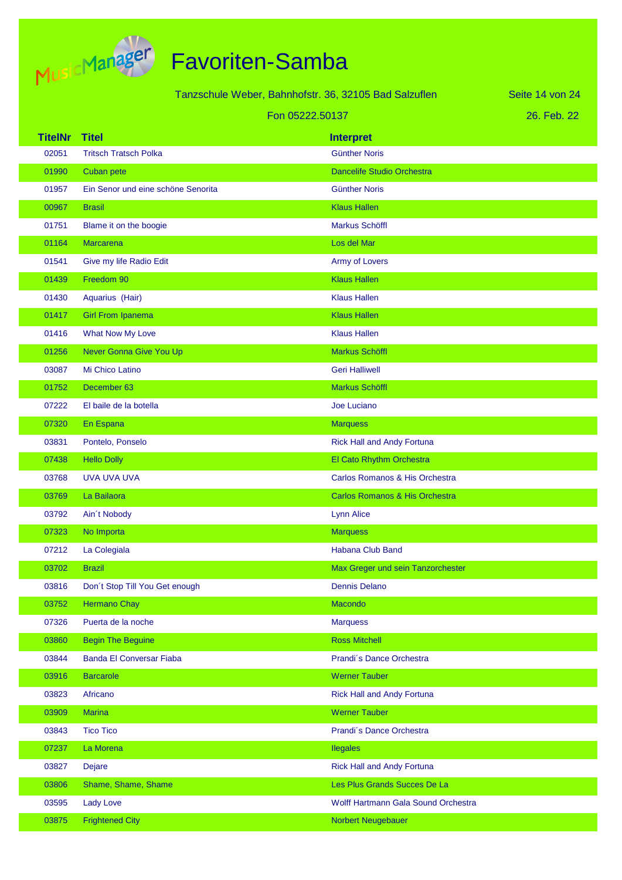# Favoriten-Samba

Tanzschule Weber, Bahnhofstr. 36, 32105 Bad Salzuflen

Fon 05222.50137

26. Feb. 22

| TitelNr | Titel | Interpret |
|---|---|---|
| 02051 | Tritsch Tratsch Polka | Günther Noris |
| 01990 | Cuban pete | Dancelife Studio Orchestra |
| 01957 | Ein Senor und eine schöne Senorita | Günther Noris |
| 00967 | Brasil | Klaus Hallen |
| 01751 | Blame it on the boogie | Markus Schöffl |
| 01164 | Marcarena | Los del Mar |
| 01541 | Give my life Radio Edit | Army of Lovers |
| 01439 | Freedom 90 | Klaus Hallen |
| 01430 | Aquarius (Hair) | Klaus Hallen |
| 01417 | Girl From Ipanema | Klaus Hallen |
| 01416 | What Now My Love | Klaus Hallen |
| 01256 | Never Gonna Give You Up | Markus Schöffl |
| 03087 | Mi Chico Latino | Geri Halliwell |
| 01752 | December 63 | Markus Schöffl |
| 07222 | El baile de la botella | Joe Luciano |
| 07320 | En Espana | Marquess |
| 03831 | Pontelo, Ponselo | Rick Hall and Andy Fortuna |
| 07438 | Hello Dolly | El Cato Rhythm Orchestra |
| 03768 | UVA UVA UVA | Carlos Romanos & His Orchestra |
| 03769 | La Bailaora | Carlos Romanos & His Orchestra |
| 03792 | Ain´t Nobody | Lynn Alice |
| 07323 | No Importa | Marquess |
| 07212 | La Colegiala | Habana Club Band |
| 03702 | Brazil | Max Greger und sein Tanzorchester |
| 03816 | Don´t Stop Till You Get enough | Dennis Delano |
| 03752 | Hermano Chay | Macondo |
| 07326 | Puerta de la noche | Marquess |
| 03860 | Begin The Beguine | Ross Mitchell |
| 03844 | Banda El Conversar Fiaba | Prandi´s Dance Orchestra |
| 03916 | Barcarole | Werner Tauber |
| 03823 | Africano | Rick Hall and Andy Fortuna |
| 03909 | Marina | Werner Tauber |
| 03843 | Tico Tico | Prandi´s Dance Orchestra |
| 07237 | La Morena | Ilegales |
| 03827 | Dejare | Rick Hall and Andy Fortuna |
| 03806 | Shame, Shame, Shame | Les Plus Grands Succes De La |
| 03595 | Lady Love | Wolff Hartmann Gala Sound Orchestra |
| 03875 | Frightened City | Norbert Neugebauer |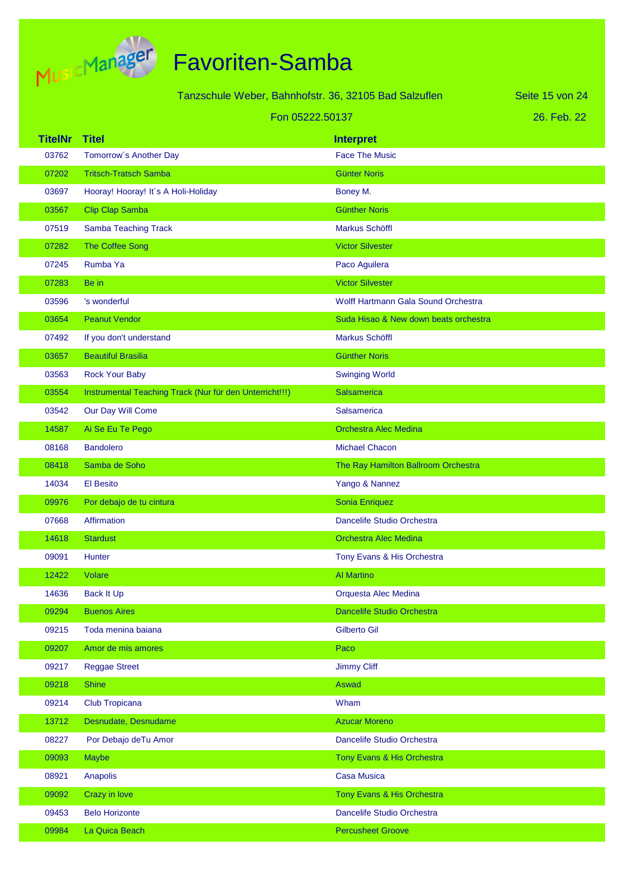# Favoriten-Samba

Tanzschule Weber, Bahnhofstr. 36, 32105 Bad Salzuflen

Fon 05222.50137

26. Feb. 22

| TitelNr | Titel | Interpret |
|---|---|---|
| 03762 | Tomorrow´s Another Day | Face The Music |
| 07202 | Tritsch-Tratsch Samba | Günter Noris |
| 03697 | Hooray! Hooray! It´s A Holi-Holiday | Boney M. |
| 03567 | Clip Clap Samba | Günther Noris |
| 07519 | Samba Teaching Track | Markus Schöffl |
| 07282 | The Coffee Song | Victor Silvester |
| 07245 | Rumba Ya | Paco Aguilera |
| 07283 | Be in | Victor Silvester |
| 03596 | 's wonderful | Wolff Hartmann Gala Sound Orchestra |
| 03654 | Peanut Vendor | Suda Hisao & New down beats orchestra |
| 07492 | If you don't understand | Markus Schöffl |
| 03657 | Beautiful Brasilia | Günther Noris |
| 03563 | Rock Your Baby | Swinging World |
| 03554 | Instrumental Teaching Track (Nur für den Unterricht!!!) | Salsamerica |
| 03542 | Our Day Will Come | Salsamerica |
| 14587 | Ai Se Eu Te Pego | Orchestra Alec Medina |
| 08168 | Bandolero | Michael Chacon |
| 08418 | Samba de Soho | The Ray Hamilton Ballroom Orchestra |
| 14034 | El Besito | Yango & Nannez |
| 09976 | Por debajo de tu cintura | Sonia Enriquez |
| 07668 | Affirmation | Dancelife Studio Orchestra |
| 14618 | Stardust | Orchestra Alec Medina |
| 09091 | Hunter | Tony Evans & His Orchestra |
| 12422 | Volare | Al Martino |
| 14636 | Back It Up | Orquesta Alec Medina |
| 09294 | Buenos Aires | Dancelife Studio Orchestra |
| 09215 | Toda menina baiana | Gilberto Gil |
| 09207 | Amor de mis amores | Paco |
| 09217 | Reggae Street | Jimmy Cliff |
| 09218 | Shine | Aswad |
| 09214 | Club Tropicana | Wham |
| 13712 | Desnudate, Desnudame | Azucar Moreno |
| 08227 | Por Debajo deTu Amor | Dancelife Studio Orchestra |
| 09093 | Maybe | Tony Evans & His Orchestra |
| 08921 | Anapolis | Casa Musica |
| 09092 | Crazy in love | Tony Evans & His Orchestra |
| 09453 | Belo Horizonte | Dancelife Studio Orchestra |
| 09984 | La Quica Beach | Percusheet Groove |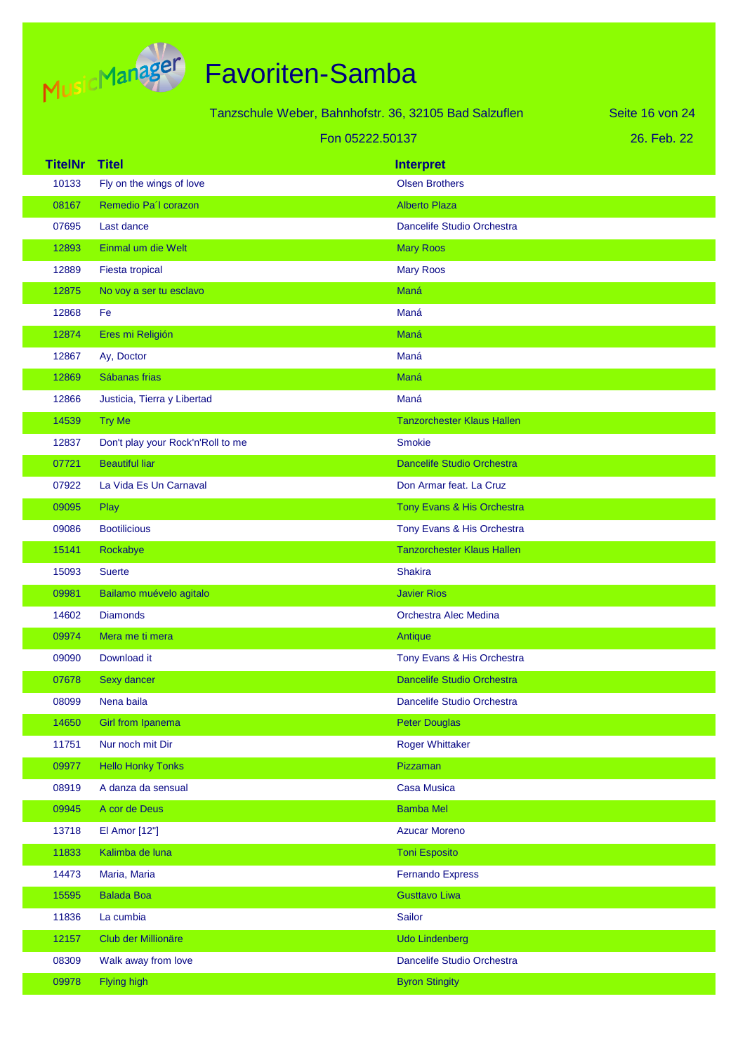# Favoriten-Samba

Tanzschule Weber, Bahnhofstr. 36, 32105 Bad Salzuflen

Fon 05222.50137

26. Feb. 22

| TitelNr | Titel | Interpret |
|---|---|---|
| 10133 | Fly on the wings of love | Olsen Brothers |
| 08167 | Remedio Pa´l corazon | Alberto Plaza |
| 07695 | Last dance | Dancelife Studio Orchestra |
| 12893 | Einmal um die Welt | Mary Roos |
| 12889 | Fiesta tropical | Mary Roos |
| 12875 | No voy a ser tu esclavo | Maná |
| 12868 | Fe | Maná |
| 12874 | Eres mi Religión | Maná |
| 12867 | Ay, Doctor | Maná |
| 12869 | Sábanas frias | Maná |
| 12866 | Justicia, Tierra y Libertad | Maná |
| 14539 | Try Me | Tanzorchester Klaus Hallen |
| 12837 | Don't play your Rock'n'Roll to me | Smokie |
| 07721 | Beautiful liar | Dancelife Studio Orchestra |
| 07922 | La Vida Es Un Carnaval | Don Armar feat. La Cruz |
| 09095 | Play | Tony Evans & His Orchestra |
| 09086 | Bootilicious | Tony Evans & His Orchestra |
| 15141 | Rockabye | Tanzorchester Klaus Hallen |
| 15093 | Suerte | Shakira |
| 09981 | Bailamo muévelo agitalo | Javier Rios |
| 14602 | Diamonds | Orchestra Alec Medina |
| 09974 | Mera me ti mera | Antique |
| 09090 | Download it | Tony Evans & His Orchestra |
| 07678 | Sexy dancer | Dancelife Studio Orchestra |
| 08099 | Nena baila | Dancelife Studio Orchestra |
| 14650 | Girl from Ipanema | Peter Douglas |
| 11751 | Nur noch mit Dir | Roger Whittaker |
| 09977 | Hello Honky Tonks | Pizzaman |
| 08919 | A danza da sensual | Casa Musica |
| 09945 | A cor de Deus | Bamba Mel |
| 13718 | El Amor [12"] | Azucar Moreno |
| 11833 | Kalimba de luna | Toni Esposito |
| 14473 | Maria, Maria | Fernando Express |
| 15595 | Balada Boa | Gusttavo Liwa |
| 11836 | La cumbia | Sailor |
| 12157 | Club der Millionäre | Udo Lindenberg |
| 08309 | Walk away from love | Dancelife Studio Orchestra |
| 09978 | Flying high | Byron Stingity |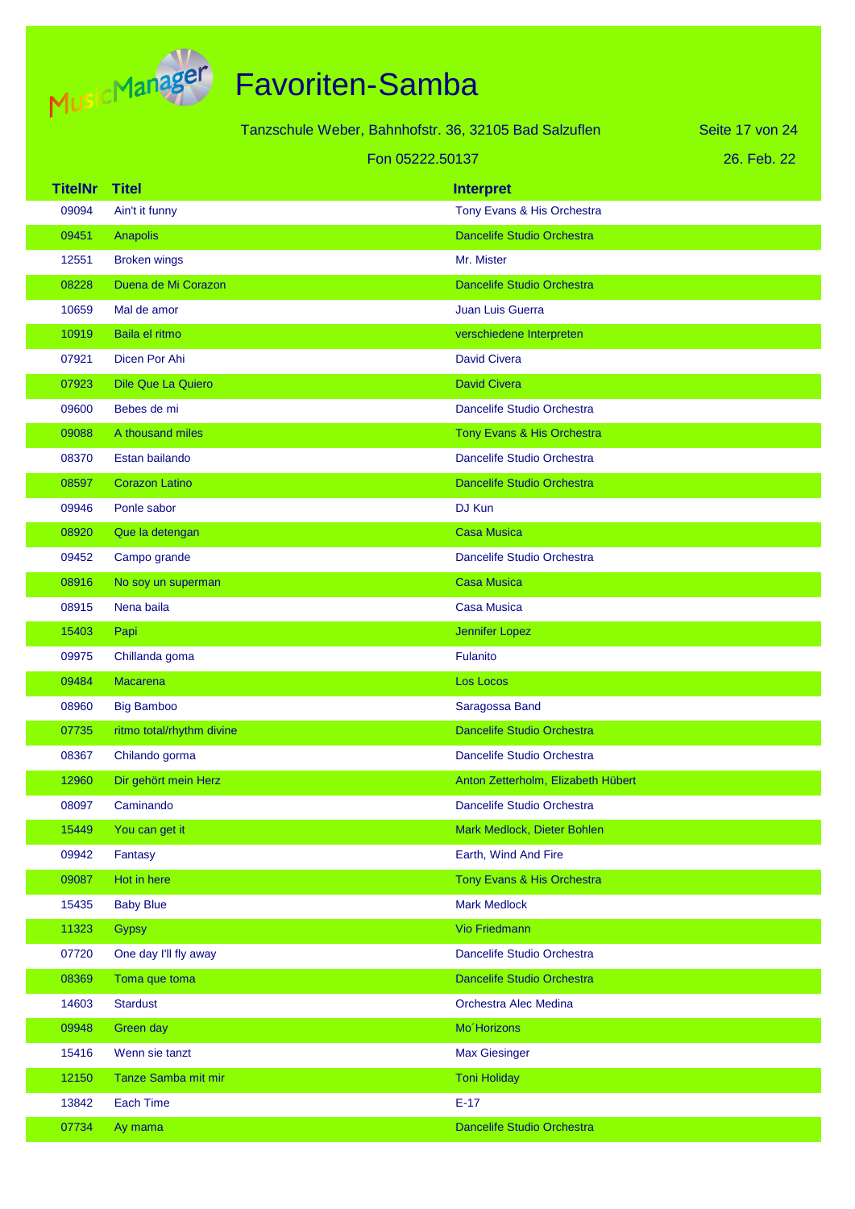# Favoriten-Samba

Tanzschule Weber, Bahnhofstr. 36, 32105 Bad Salzuflen

Fon 05222.50137

26. Feb. 22

| TitelNr | Titel | Interpret |
|---|---|---|
| 09094 | Ain't it funny | Tony Evans & His Orchestra |
| 09451 | Anapolis | Dancelife Studio Orchestra |
| 12551 | Broken wings | Mr. Mister |
| 08228 | Duena de Mi Corazon | Dancelife Studio Orchestra |
| 10659 | Mal de amor | Juan Luis Guerra |
| 10919 | Baila el ritmo | verschiedene Interpreten |
| 07921 | Dicen Por Ahi | David Civera |
| 07923 | Dile Que La Quiero | David Civera |
| 09600 | Bebes de mi | Dancelife Studio Orchestra |
| 09088 | A thousand miles | Tony Evans & His Orchestra |
| 08370 | Estan bailando | Dancelife Studio Orchestra |
| 08597 | Corazon Latino | Dancelife Studio Orchestra |
| 09946 | Ponle sabor | DJ Kun |
| 08920 | Que la detengan | Casa Musica |
| 09452 | Campo grande | Dancelife Studio Orchestra |
| 08916 | No soy un superman | Casa Musica |
| 08915 | Nena baila | Casa Musica |
| 15403 | Papi | Jennifer Lopez |
| 09975 | Chillanda goma | Fulanito |
| 09484 | Macarena | Los Locos |
| 08960 | Big Bamboo | Saragossa Band |
| 07735 | ritmo total/rhythm divine | Dancelife Studio Orchestra |
| 08367 | Chilando gorma | Dancelife Studio Orchestra |
| 12960 | Dir gehört mein Herz | Anton Zetterholm, Elizabeth Hübert |
| 08097 | Caminando | Dancelife Studio Orchestra |
| 15449 | You can get it | Mark Medlock, Dieter Bohlen |
| 09942 | Fantasy | Earth, Wind And Fire |
| 09087 | Hot in here | Tony Evans & His Orchestra |
| 15435 | Baby Blue | Mark Medlock |
| 11323 | Gypsy | Vio Friedmann |
| 07720 | One day I'll fly away | Dancelife Studio Orchestra |
| 08369 | Toma que toma | Dancelife Studio Orchestra |
| 14603 | Stardust | Orchestra Alec Medina |
| 09948 | Green day | Mo´Horizons |
| 15416 | Wenn sie tanzt | Max Giesinger |
| 12150 | Tanze Samba mit mir | Toni Holiday |
| 13842 | Each Time | E-17 |
| 07734 | Ay mama | Dancelife Studio Orchestra |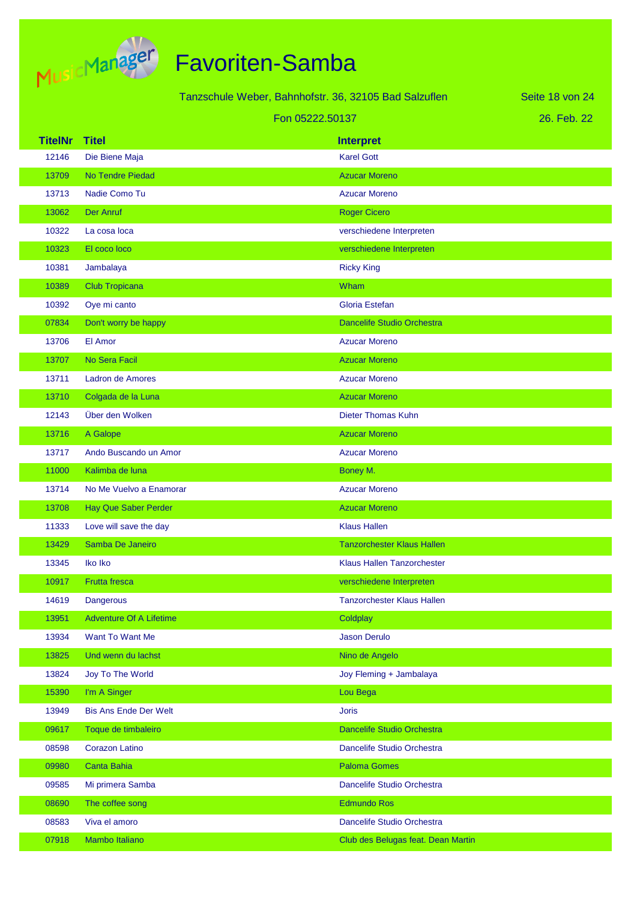# Favoriten-Samba

Tanzschule Weber, Bahnhofstr. 36, 32105 Bad Salzuflen

Fon 05222.50137

26. Feb. 22

| TitelNr | Titel | Interpret |
|---|---|---|
| 12146 | Die Biene Maja | Karel Gott |
| 13709 | No Tendre Piedad | Azucar Moreno |
| 13713 | Nadie Como Tu | Azucar Moreno |
| 13062 | Der Anruf | Roger Cicero |
| 10322 | La cosa loca | verschiedene Interpreten |
| 10323 | El coco loco | verschiedene Interpreten |
| 10381 | Jambalaya | Ricky King |
| 10389 | Club Tropicana | Wham |
| 10392 | Oye mi canto | Gloria Estefan |
| 07834 | Don't worry be happy | Dancelife Studio Orchestra |
| 13706 | El Amor | Azucar Moreno |
| 13707 | No Sera Facil | Azucar Moreno |
| 13711 | Ladron de Amores | Azucar Moreno |
| 13710 | Colgada de la Luna | Azucar Moreno |
| 12143 | Über den Wolken | Dieter Thomas Kuhn |
| 13716 | A Galope | Azucar Moreno |
| 13717 | Ando Buscando un Amor | Azucar Moreno |
| 11000 | Kalimba de luna | Boney M. |
| 13714 | No Me Vuelvo a Enamorar | Azucar Moreno |
| 13708 | Hay Que Saber Perder | Azucar Moreno |
| 11333 | Love will save the day | Klaus Hallen |
| 13429 | Samba De Janeiro | Tanzorchester Klaus Hallen |
| 13345 | Iko Iko | Klaus Hallen Tanzorchester |
| 10917 | Frutta fresca | verschiedene Interpreten |
| 14619 | Dangerous | Tanzorchester Klaus Hallen |
| 13951 | Adventure Of A Lifetime | Coldplay |
| 13934 | Want To Want Me | Jason Derulo |
| 13825 | Und wenn du lachst | Nino de Angelo |
| 13824 | Joy To The World | Joy Fleming + Jambalaya |
| 15390 | I'm A Singer | Lou Bega |
| 13949 | Bis Ans Ende Der Welt | Joris |
| 09617 | Toque de timbaleiro | Dancelife Studio Orchestra |
| 08598 | Corazon Latino | Dancelife Studio Orchestra |
| 09980 | Canta Bahia | Paloma Gomes |
| 09585 | Mi primera Samba | Dancelife Studio Orchestra |
| 08690 | The coffee song | Edmundo Ros |
| 08583 | Viva el amoro | Dancelife Studio Orchestra |
| 07918 | Mambo Italiano | Club des Belugas feat. Dean Martin |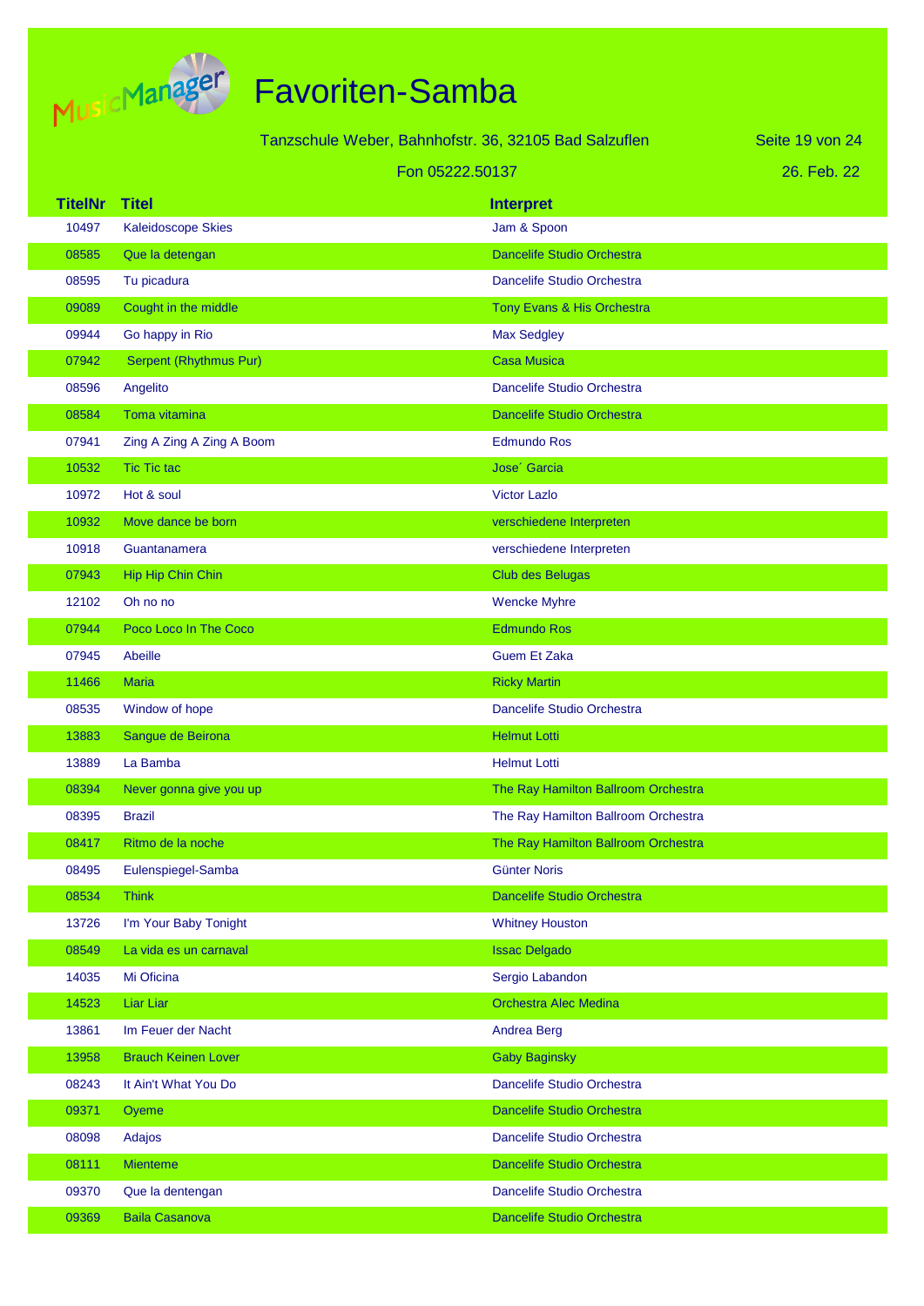# Favoriten-Samba

Tanzschule Weber, Bahnhofstr. 36, 32105 Bad Salzuflen

Fon 05222.50137

26. Feb. 22

| TitelNr | Titel | Interpret |
|---|---|---|
| 10497 | Kaleidoscope Skies | Jam & Spoon |
| 08585 | Que la detengan | Dancelife Studio Orchestra |
| 08595 | Tu picadura | Dancelife Studio Orchestra |
| 09089 | Cought in the middle | Tony Evans & His Orchestra |
| 09944 | Go happy in Rio | Max Sedgley |
| 07942 | Serpent (Rhythmus Pur) | Casa Musica |
| 08596 | Angelito | Dancelife Studio Orchestra |
| 08584 | Toma vitamina | Dancelife Studio Orchestra |
| 07941 | Zing A Zing A Zing A Boom | Edmundo Ros |
| 10532 | Tic Tic tac | Jose´ Garcia |
| 10972 | Hot & soul | Victor Lazlo |
| 10932 | Move dance be born | verschiedene Interpreten |
| 10918 | Guantanamera | verschiedene Interpreten |
| 07943 | Hip Hip Chin Chin | Club des Belugas |
| 12102 | Oh no no | Wencke Myhre |
| 07944 | Poco Loco In The Coco | Edmundo Ros |
| 07945 | Abeille | Guem Et Zaka |
| 11466 | Maria | Ricky Martin |
| 08535 | Window of hope | Dancelife Studio Orchestra |
| 13883 | Sangue de Beirona | Helmut Lotti |
| 13889 | La Bamba | Helmut Lotti |
| 08394 | Never gonna give you up | The Ray Hamilton Ballroom Orchestra |
| 08395 | Brazil | The Ray Hamilton Ballroom Orchestra |
| 08417 | Ritmo de la noche | The Ray Hamilton Ballroom Orchestra |
| 08495 | Eulenspiegel-Samba | Günter Noris |
| 08534 | Think | Dancelife Studio Orchestra |
| 13726 | I'm Your Baby Tonight | Whitney Houston |
| 08549 | La vida es un carnaval | Issac Delgado |
| 14035 | Mi Oficina | Sergio Labandon |
| 14523 | Liar Liar | Orchestra Alec Medina |
| 13861 | Im Feuer der Nacht | Andrea Berg |
| 13958 | Brauch Keinen Lover | Gaby Baginsky |
| 08243 | It Ain't What You Do | Dancelife Studio Orchestra |
| 09371 | Oyeme | Dancelife Studio Orchestra |
| 08098 | Adajos | Dancelife Studio Orchestra |
| 08111 | Mienteme | Dancelife Studio Orchestra |
| 09370 | Que la dentengan | Dancelife Studio Orchestra |
| 09369 | Baila Casanova | Dancelife Studio Orchestra |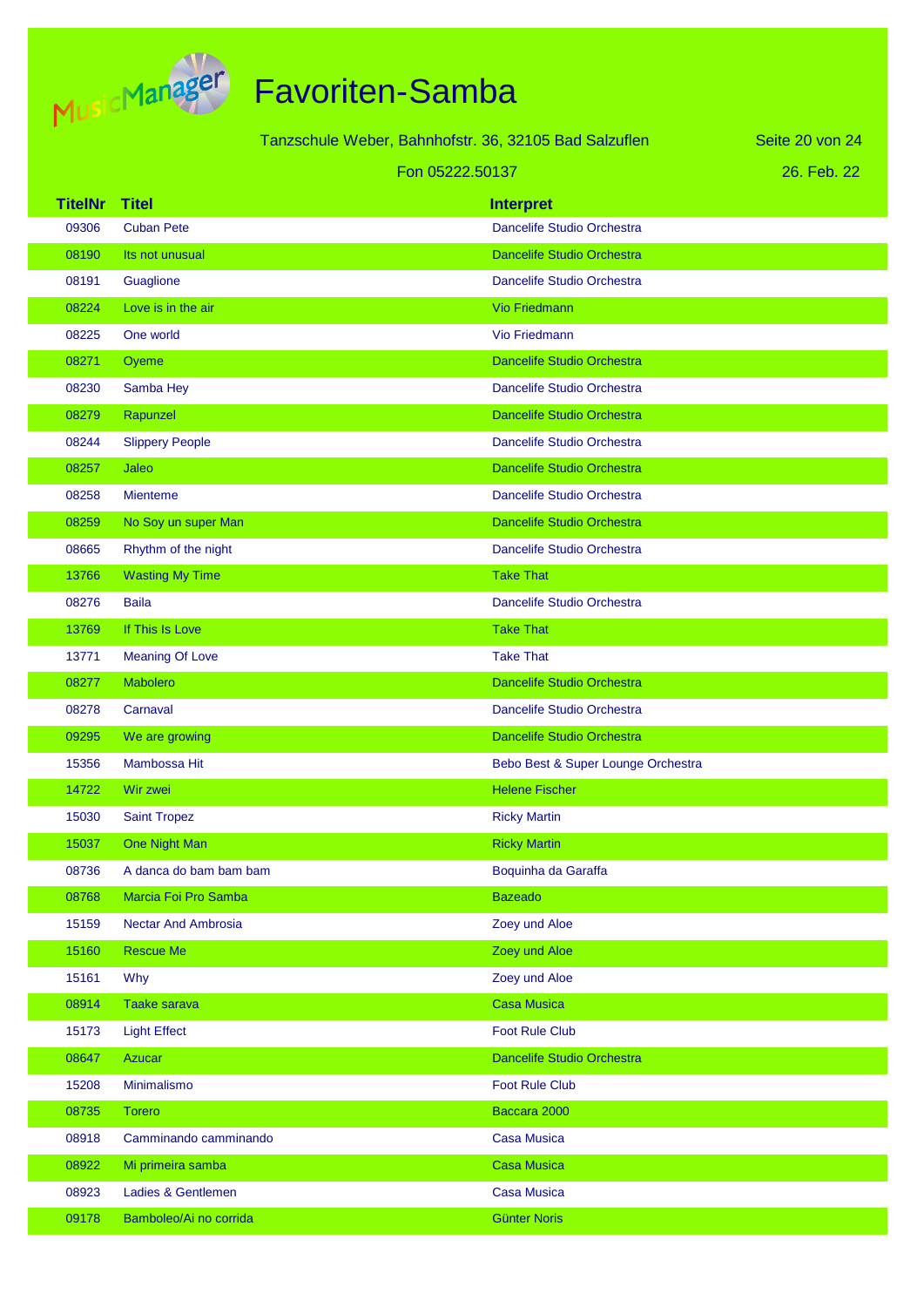# Favoriten-Samba

Tanzschule Weber, Bahnhofstr. 36, 32105 Bad Salzuflen

Fon 05222.50137

26. Feb. 22

| TitelNr | Titel | Interpret |
|---|---|---|
| 09306 | Cuban Pete | Dancelife Studio Orchestra |
| 08190 | Its not unusual | Dancelife Studio Orchestra |
| 08191 | Guaglione | Dancelife Studio Orchestra |
| 08224 | Love is in the air | Vio Friedmann |
| 08225 | One world | Vio Friedmann |
| 08271 | Oyeme | Dancelife Studio Orchestra |
| 08230 | Samba Hey | Dancelife Studio Orchestra |
| 08279 | Rapunzel | Dancelife Studio Orchestra |
| 08244 | Slippery People | Dancelife Studio Orchestra |
| 08257 | Jaleo | Dancelife Studio Orchestra |
| 08258 | Mienteme | Dancelife Studio Orchestra |
| 08259 | No Soy un super Man | Dancelife Studio Orchestra |
| 08665 | Rhythm of the night | Dancelife Studio Orchestra |
| 13766 | Wasting My Time | Take That |
| 08276 | Baila | Dancelife Studio Orchestra |
| 13769 | If This Is Love | Take That |
| 13771 | Meaning Of Love | Take That |
| 08277 | Mabolero | Dancelife Studio Orchestra |
| 08278 | Carnaval | Dancelife Studio Orchestra |
| 09295 | We are growing | Dancelife Studio Orchestra |
| 15356 | Mambossa Hit | Bebo Best & Super Lounge Orchestra |
| 14722 | Wir zwei | Helene Fischer |
| 15030 | Saint Tropez | Ricky Martin |
| 15037 | One Night Man | Ricky Martin |
| 08736 | A danca do bam bam bam | Boquinha da Garaffa |
| 08768 | Marcia Foi Pro Samba | Bazeado |
| 15159 | Nectar And Ambrosia | Zoey und Aloe |
| 15160 | Rescue Me | Zoey und Aloe |
| 15161 | Why | Zoey und Aloe |
| 08914 | Taake sarava | Casa Musica |
| 15173 | Light Effect | Foot Rule Club |
| 08647 | Azucar | Dancelife Studio Orchestra |
| 15208 | Minimalismo | Foot Rule Club |
| 08735 | Torero | Baccara 2000 |
| 08918 | Camminando camminando | Casa Musica |
| 08922 | Mi primeira samba | Casa Musica |
| 08923 | Ladies & Gentlemen | Casa Musica |
| 09178 | Bamboleo/Ai no corrida | Günter Noris |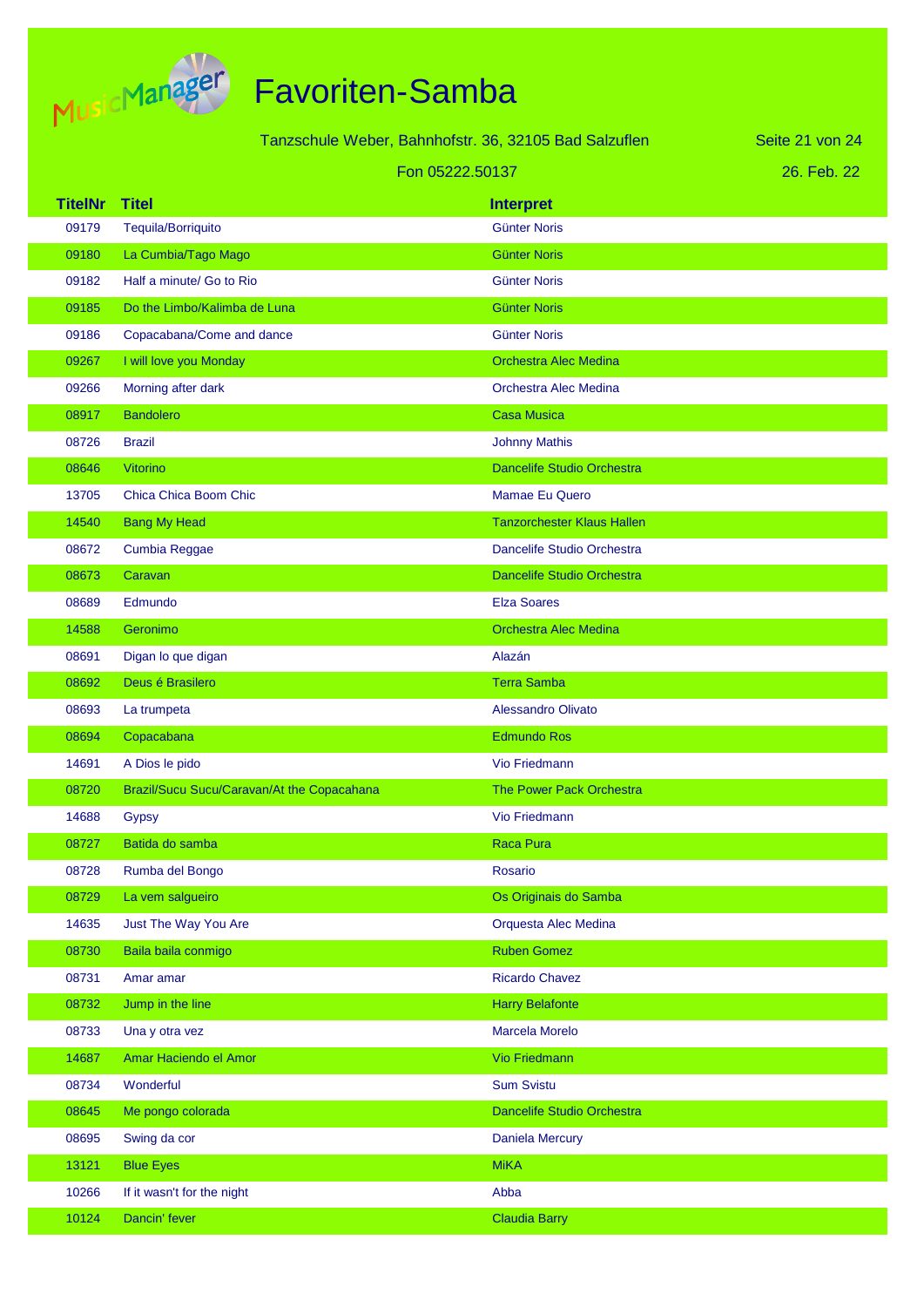# Favoriten-Samba

Tanzschule Weber, Bahnhofstr. 36, 32105 Bad Salzuflen

Fon 05222.50137

26. Feb. 22

| TitelNr | Titel | Interpret |
|---|---|---|
| 09179 | Tequila/Borriquito | Günter Noris |
| 09180 | La Cumbia/Tago Mago | Günter Noris |
| 09182 | Half a minute/ Go to Rio | Günter Noris |
| 09185 | Do the Limbo/Kalimba de Luna | Günter Noris |
| 09186 | Copacabana/Come and dance | Günter Noris |
| 09267 | I will love you Monday | Orchestra Alec Medina |
| 09266 | Morning after dark | Orchestra Alec Medina |
| 08917 | Bandolero | Casa Musica |
| 08726 | Brazil | Johnny Mathis |
| 08646 | Vitorino | Dancelife Studio Orchestra |
| 13705 | Chica Chica Boom Chic | Mamae Eu Quero |
| 14540 | Bang My Head | Tanzorchester Klaus Hallen |
| 08672 | Cumbia Reggae | Dancelife Studio Orchestra |
| 08673 | Caravan | Dancelife Studio Orchestra |
| 08689 | Edmundo | Elza Soares |
| 14588 | Geronimo | Orchestra Alec Medina |
| 08691 | Digan lo que digan | Alazán |
| 08692 | Deus é Brasilero | Terra Samba |
| 08693 | La trumpeta | Alessandro Olivato |
| 08694 | Copacabana | Edmundo Ros |
| 14691 | A Dios le pido | Vio Friedmann |
| 08720 | Brazil/Sucu Sucu/Caravan/At the Copacahana | The Power Pack Orchestra |
| 14688 | Gypsy | Vio Friedmann |
| 08727 | Batida do samba | Raca Pura |
| 08728 | Rumba del Bongo | Rosario |
| 08729 | La vem salgueiro | Os Originais do Samba |
| 14635 | Just The Way You Are | Orquesta Alec Medina |
| 08730 | Baila baila conmigo | Ruben Gomez |
| 08731 | Amar amar | Ricardo Chavez |
| 08732 | Jump in the line | Harry Belafonte |
| 08733 | Una y otra vez | Marcela Morelo |
| 14687 | Amar Haciendo el Amor | Vio Friedmann |
| 08734 | Wonderful | Sum Svistu |
| 08645 | Me pongo colorada | Dancelife Studio Orchestra |
| 08695 | Swing da cor | Daniela Mercury |
| 13121 | Blue Eyes | MiKA |
| 10266 | If it wasn't for the night | Abba |
| 10124 | Dancin' fever | Claudia Barry |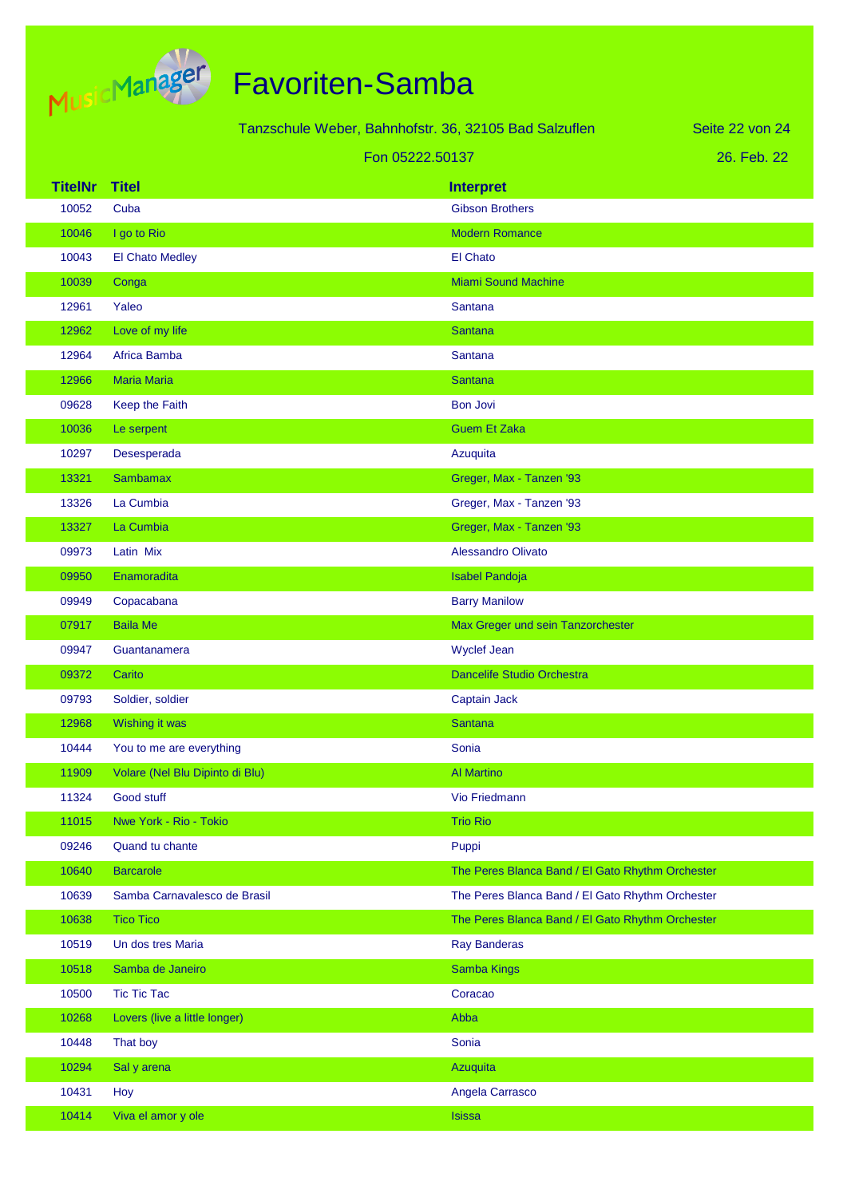# Favoriten-Samba

Tanzschule Weber, Bahnhofstr. 36, 32105 Bad Salzuflen

Fon 05222.50137

26. Feb. 22

| TitelNr | Titel | Interpret |
|---|---|---|
| 10052 | Cuba | Gibson Brothers |
| 10046 | I go to Rio | Modern Romance |
| 10043 | El Chato Medley | El Chato |
| 10039 | Conga | Miami Sound Machine |
| 12961 | Yaleo | Santana |
| 12962 | Love of my life | Santana |
| 12964 | Africa Bamba | Santana |
| 12966 | Maria Maria | Santana |
| 09628 | Keep the Faith | Bon Jovi |
| 10036 | Le serpent | Guem Et Zaka |
| 10297 | Desesperada | Azuquita |
| 13321 | Sambamax | Greger, Max - Tanzen '93 |
| 13326 | La Cumbia | Greger, Max - Tanzen '93 |
| 13327 | La Cumbia | Greger, Max - Tanzen '93 |
| 09973 | Latin Mix | Alessandro Olivato |
| 09950 | Enamoradita | Isabel Pandoja |
| 09949 | Copacabana | Barry Manilow |
| 07917 | Baila Me | Max Greger und sein Tanzorchester |
| 09947 | Guantanamera | Wyclef Jean |
| 09372 | Carito | Dancelife Studio Orchestra |
| 09793 | Soldier, soldier | Captain Jack |
| 12968 | Wishing it was | Santana |
| 10444 | You to me are everything | Sonia |
| 11909 | Volare (Nel Blu Dipinto di Blu) | Al Martino |
| 11324 | Good stuff | Vio Friedmann |
| 11015 | Nwe York - Rio - Tokio | Trio Rio |
| 09246 | Quand tu chante | Puppi |
| 10640 | Barcarole | The Peres Blanca Band / El Gato Rhythm Orchester |
| 10639 | Samba Carnavalesco de Brasil | The Peres Blanca Band / El Gato Rhythm Orchester |
| 10638 | Tico Tico | The Peres Blanca Band / El Gato Rhythm Orchester |
| 10519 | Un dos tres Maria | Ray Banderas |
| 10518 | Samba de Janeiro | Samba Kings |
| 10500 | Tic Tic Tac | Coracao |
| 10268 | Lovers (live a little longer) | Abba |
| 10448 | That boy | Sonia |
| 10294 | Sal y arena | Azuquita |
| 10431 | Hoy | Angela Carrasco |
| 10414 | Viva el amor y ole | Isissa |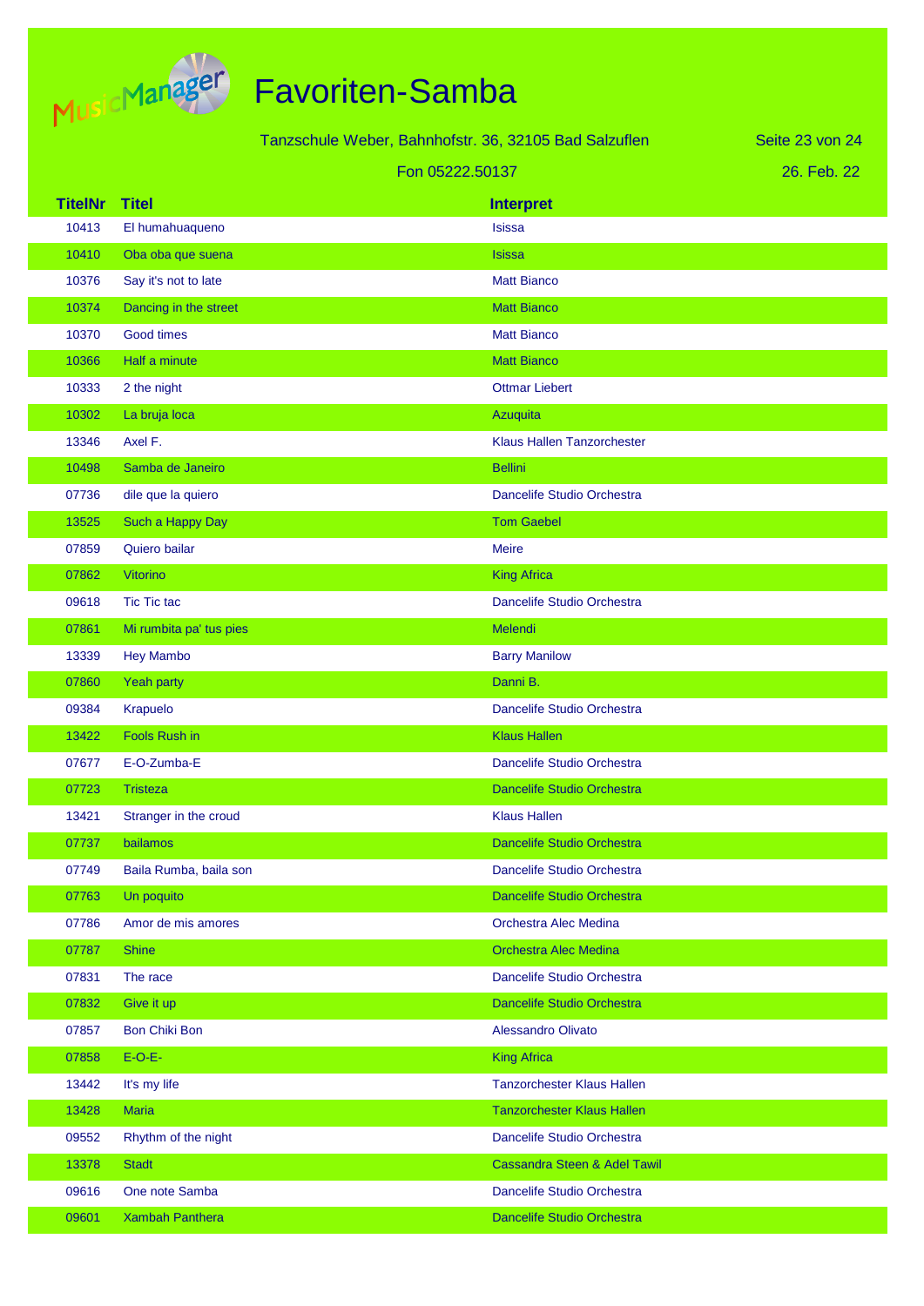# Favoriten-Samba

Tanzschule Weber, Bahnhofstr. 36, 32105 Bad Salzuflen

Fon 05222.50137

26. Feb. 22

| TitelNr | Titel | Interpret |
|---|---|---|
| 10413 | El humahuaqueno | Isissa |
| 10410 | Oba oba que suena | Isissa |
| 10376 | Say it's not to late | Matt Bianco |
| 10374 | Dancing in the street | Matt Bianco |
| 10370 | Good times | Matt Bianco |
| 10366 | Half a minute | Matt Bianco |
| 10333 | 2 the night | Ottmar Liebert |
| 10302 | La bruja loca | Azuquita |
| 13346 | Axel F. | Klaus Hallen Tanzorchester |
| 10498 | Samba de Janeiro | Bellini |
| 07736 | dile que la quiero | Dancelife Studio Orchestra |
| 13525 | Such a Happy Day | Tom Gaebel |
| 07859 | Quiero bailar | Meire |
| 07862 | Vitorino | King Africa |
| 09618 | Tic Tic tac | Dancelife Studio Orchestra |
| 07861 | Mi rumbita pa' tus pies | Melendi |
| 13339 | Hey Mambo | Barry Manilow |
| 07860 | Yeah party | Danni B. |
| 09384 | Krapuelo | Dancelife Studio Orchestra |
| 13422 | Fools Rush in | Klaus Hallen |
| 07677 | E-O-Zumba-E | Dancelife Studio Orchestra |
| 07723 | Tristeza | Dancelife Studio Orchestra |
| 13421 | Stranger in the croud | Klaus Hallen |
| 07737 | bailamos | Dancelife Studio Orchestra |
| 07749 | Baila Rumba, baila son | Dancelife Studio Orchestra |
| 07763 | Un poquito | Dancelife Studio Orchestra |
| 07786 | Amor de mis amores | Orchestra Alec Medina |
| 07787 | Shine | Orchestra Alec Medina |
| 07831 | The race | Dancelife Studio Orchestra |
| 07832 | Give it up | Dancelife Studio Orchestra |
| 07857 | Bon Chiki Bon | Alessandro Olivato |
| 07858 | E-O-E- | King Africa |
| 13442 | It's my life | Tanzorchester Klaus Hallen |
| 13428 | Maria | Tanzorchester Klaus Hallen |
| 09552 | Rhythm of the night | Dancelife Studio Orchestra |
| 13378 | Stadt | Cassandra Steen & Adel Tawil |
| 09616 | One note Samba | Dancelife Studio Orchestra |
| 09601 | Xambah Panthera | Dancelife Studio Orchestra |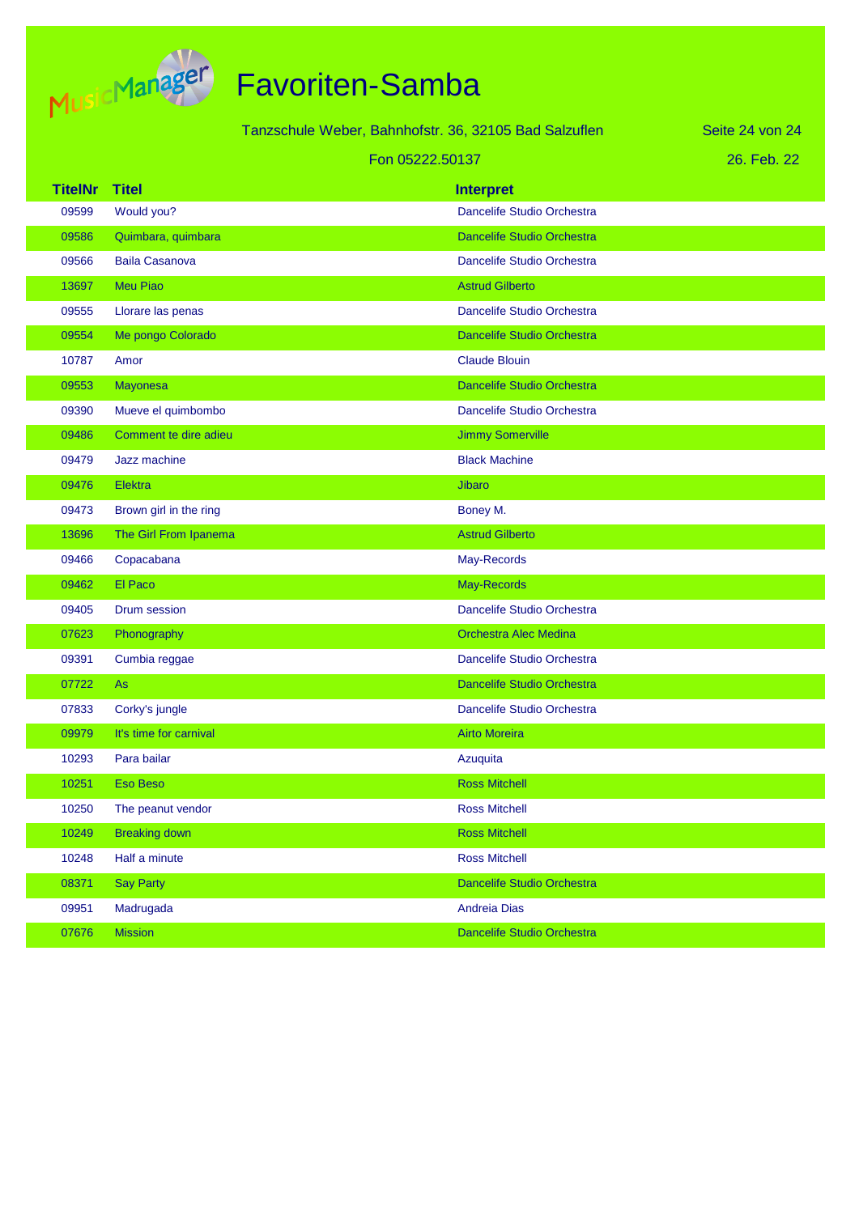# Favoriten-Samba

Tanzschule Weber, Bahnhofstr. 36, 32105 Bad Salzuflen

Fon 05222.50137

26. Feb. 22

| TitelNr | Titel | Interpret |
|---|---|---|
| 09599 | Would you? | Dancelife Studio Orchestra |
| 09586 | Quimbara, quimbara | Dancelife Studio Orchestra |
| 09566 | Baila Casanova | Dancelife Studio Orchestra |
| 13697 | Meu Piao | Astrud Gilberto |
| 09555 | Llorare las penas | Dancelife Studio Orchestra |
| 09554 | Me pongo Colorado | Dancelife Studio Orchestra |
| 10787 | Amor | Claude Blouin |
| 09553 | Mayonesa | Dancelife Studio Orchestra |
| 09390 | Mueve el quimbombo | Dancelife Studio Orchestra |
| 09486 | Comment te dire adieu | Jimmy Somerville |
| 09479 | Jazz machine | Black Machine |
| 09476 | Elektra | Jibaro |
| 09473 | Brown girl in the ring | Boney M. |
| 13696 | The Girl From Ipanema | Astrud Gilberto |
| 09466 | Copacabana | May-Records |
| 09462 | El Paco | May-Records |
| 09405 | Drum session | Dancelife Studio Orchestra |
| 07623 | Phonography | Orchestra Alec Medina |
| 09391 | Cumbia reggae | Dancelife Studio Orchestra |
| 07722 | As | Dancelife Studio Orchestra |
| 07833 | Corky's jungle | Dancelife Studio Orchestra |
| 09979 | It's time for carnival | Airto Moreira |
| 10293 | Para bailar | Azuquita |
| 10251 | Eso Beso | Ross Mitchell |
| 10250 | The peanut vendor | Ross Mitchell |
| 10249 | Breaking down | Ross Mitchell |
| 10248 | Half a minute | Ross Mitchell |
| 08371 | Say Party | Dancelife Studio Orchestra |
| 09951 | Madrugada | Andreia Dias |
| 07676 | Mission | Dancelife Studio Orchestra |